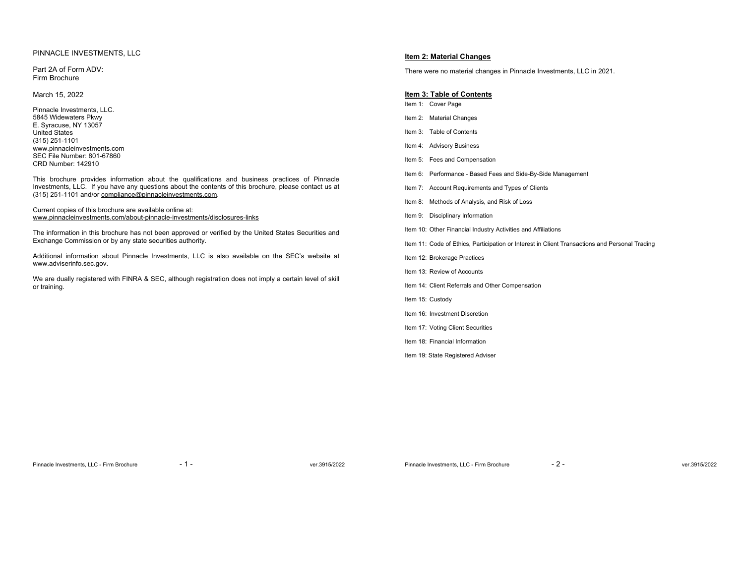PINNACLE INVESTMENTS, LLC

Part 2A of Form ADV:
Firm Brochure

March 15, 2022

Pinnacle Investments, LLC.
5845 Widewaters Pkwy
E. Syracuse, NY 13057
United States
(315) 251-1101
www.pinnacleinvestments.com
SEC File Number: 801-67860
CRD Number: 142910

This brochure provides information about the qualifications and business practices of Pinnacle Investments, LLC. If you have any questions about the contents of this brochure, please contact us at (315) 251-1101 and/or compliance@pinnacleinvestments.com.

Current copies of this brochure are available online at:
www.pinnacleinvestments.com/about-pinnacle-investments/disclosures-links

The information in this brochure has not been approved or verified by the United States Securities and Exchange Commission or by any state securities authority.

Additional information about Pinnacle Investments, LLC is also available on the SEC's website at www.adviserinfo.sec.gov.

We are dually registered with FINRA & SEC, although registration does not imply a certain level of skill or training.

## Item 2: Material Changes

There were no material changes in Pinnacle Investments, LLC in 2021.

## Item 3: Table of Contents

Item 1: Cover Page

Item 2: Material Changes

Item 3: Table of Contents

Item 4: Advisory Business

Item 5: Fees and Compensation

Item 6: Performance - Based Fees and Side-By-Side Management

Item 7: Account Requirements and Types of Clients

Item 8: Methods of Analysis, and Risk of Loss

Item 9: Disciplinary Information

Item 10: Other Financial Industry Activities and Affiliations

Item 11: Code of Ethics, Participation or Interest in Client Transactions and Personal Trading

Item 12: Brokerage Practices

Item 13: Review of Accounts

Item 14: Client Referrals and Other Compensation

Item 15: Custody

Item 16: Investment Discretion

Item 17: Voting Client Securities

Item 18: Financial Information

Item 19: State Registered Adviser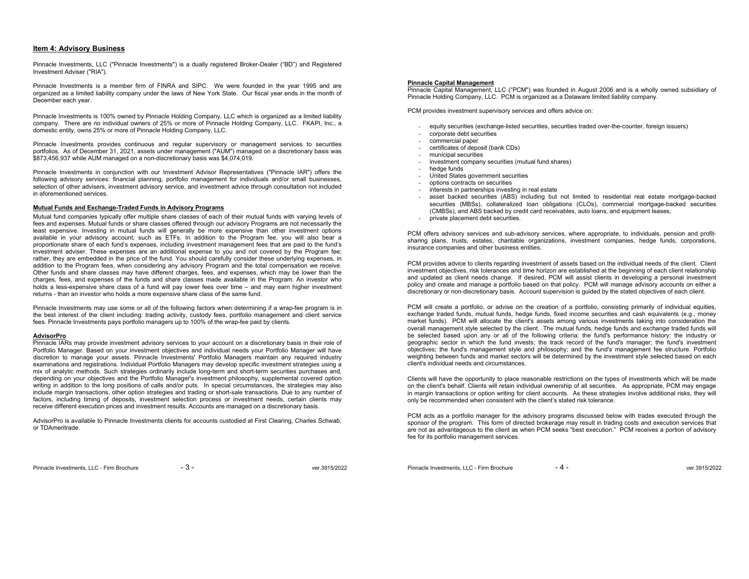## Item 4: Advisory Business

Pinnacle Investments, LLC ("Pinnacle Investments") is a dually registered Broker-Dealer ("BD") and Registered Investment Adviser ("RIA").

Pinnacle Investments is a member firm of FINRA and SIPC. We were founded in the year 1995 and are organized as a limited liability company under the laws of New York State. Our fiscal year ends in the month of December each year.

Pinnacle Investments is 100% owned by Pinnacle Holding Company, LLC which is organized as a limited liability company. There are no individual owners of 25% or more of Pinnacle Holding Company, LLC. FKAPI, Inc., a domestic entity, owns 25% or more of Pinnacle Holding Company, LLC.

Pinnacle Investments provides continuous and regular supervisory or management services to securities portfolios. As of December 31, 2021, assets under management ("AUM") managed on a discretionary basis was $873,456,937 while AUM managed on a non-discretionary basis was $4,074,019.

Pinnacle Investments in conjunction with our Investment Advisor Representatives ("Pinnacle IAR") offers the following advisory services: financial planning, portfolio management for individuals and/or small businesses, selection of other advisers, investment advisory service, and investment advice through consultation not included in aforementioned services.

### Mutual Funds and Exchange-Traded Funds in Advisory Programs

Mutual fund companies typically offer multiple share classes of each of their mutual funds with varying levels of fees and expenses. Mutual funds or share classes offered through our advisory Programs are not necessarily the least expensive. Investing in mutual funds will generally be more expensive than other investment options available in your advisory account, such as ETFs. In addition to the Program fee, you will also bear a proportionate share of each fund's expenses, including investment management fees that are paid to the fund's investment adviser. These expenses are an additional expense to you and not covered by the Program fee; rather, they are embedded in the price of the fund. You should carefully consider these underlying expenses, in addition to the Program fees, when considering any advisory Program and the total compensation we receive. Other funds and share classes may have different charges, fees, and expenses, which may be lower than the charges, fees, and expenses of the funds and share classes made available in the Program. An investor who holds a less-expensive share class of a fund will pay lower fees over time – and may earn higher investment returns - than an investor who holds a more expensive share class of the same fund.

Pinnacle Investments may use some or all of the following factors when determining if a wrap-fee program is in the best interest of the client including: trading activity, custody fees, portfolio management and client service fees. Pinnacle Investments pays portfolio managers up to 100% of the wrap-fee paid by clients.

### AdvisorPro

Pinnacle IARs may provide investment advisory services to your account on a discretionary basis in their role of Portfolio Manager. Based on your investment objectives and individual needs your Portfolio Manager will have discretion to manage your assets. Pinnacle Investments' Portfolio Managers maintain any required industry examinations and registrations. Individual Portfolio Managers may develop specific investment strategies using a mix of analytic methods. Such strategies ordinarily include long-term and short-term securities purchases and, depending on your objectives and the Portfolio Manager's investment philosophy, supplemental covered option writing in addition to the long positions of calls and/or puts. In special circumstances, the strategies may also include margin transactions, other option strategies and trading or short-sale transactions. Due to any number of factors, including timing of deposits, investment selection process or investment needs, certain clients may receive different execution prices and investment results. Accounts are managed on a discretionary basis.

AdvisorPro is available to Pinnacle Investments clients for accounts custodied at First Clearing, Charles Schwab, or TDAmeritrade.

### Pinnacle Capital Management

Pinnacle Capital Management, LLC ("PCM") was founded in August 2006 and is a wholly owned subsidiary of Pinnacle Holding Company, LLC. PCM is organized as a Delaware limited liability company.

PCM provides investment supervisory services and offers advice on:

- equity securities (exchange-listed securities, securities traded over-the-counter, foreign issuers)
- corporate debt securities
- commercial paper
- certificates of deposit (bank CDs)
- municipal securities
- investment company securities (mutual fund shares)
- hedge funds
- United States government securities
- options contracts on securities
- interests in partnerships investing in real estate
- asset backed securities (ABS) including but not limited to residential real estate mortgage-backed securities (MBSs), collateralized loan obligations (CLOs), commercial mortgage-backed securities (CMBSs), and ABS backed by credit card receivables, auto loans, and equipment leases,
- private placement debt securities.

PCM offers advisory services and sub-advisory services, where appropriate, to individuals, pension and profit-sharing plans, trusts, estates, charitable organizations, investment companies, hedge funds, corporations, insurance companies and other business entities.

PCM provides advice to clients regarding investment of assets based on the individual needs of the client. Client investment objectives, risk tolerances and time horizon are established at the beginning of each client relationship and updated as client needs change. If desired, PCM will assist clients in developing a personal investment policy and create and manage a portfolio based on that policy. PCM will manage advisory accounts on either a discretionary or non-discretionary basis. Account supervision is guided by the stated objectives of each client.

PCM will create a portfolio, or advise on the creation of a portfolio, consisting primarily of individual equities, exchange traded funds, mutual funds, hedge funds, fixed income securities and cash equivalents (e.g., money market funds). PCM will allocate the client's assets among various investments taking into consideration the overall management style selected by the client. The mutual funds, hedge funds and exchange traded funds will be selected based upon any or all of the following criteria: the fund's performance history; the industry or geographic sector in which the fund invests; the track record of the fund's manager; the fund's investment objectives; the fund's management style and philosophy; and the fund's management fee structure. Portfolio weighting between funds and market sectors will be determined by the investment style selected based on each client's individual needs and circumstances.

Clients will have the opportunity to place reasonable restrictions on the types of investments which will be made on the client's behalf. Clients will retain individual ownership of all securities. As appropriate, PCM may engage in margin transactions or option writing for client accounts. As these strategies involve additional risks, they will only be recommended when consistent with the client's stated risk tolerance.

PCM acts as a portfolio manager for the advisory programs discussed below with trades executed through the sponsor of the program. This form of directed brokerage may result in trading costs and execution services that are not as advantageous to the client as when PCM seeks "best execution." PCM receives a portion of advisory fee for its portfolio management services.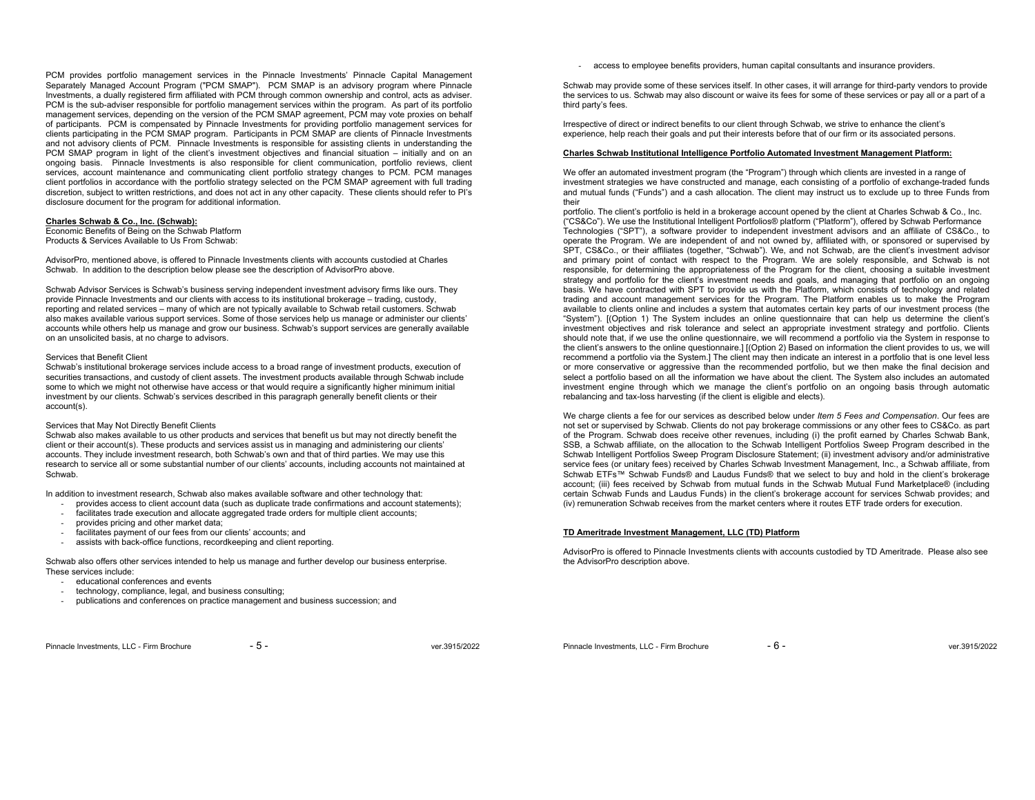PCM provides portfolio management services in the Pinnacle Investments' Pinnacle Capital Management Separately Managed Account Program ("PCM SMAP"). PCM SMAP is an advisory program where Pinnacle Investments, a dually registered firm affiliated with PCM through common ownership and control, acts as adviser. PCM is the sub-adviser responsible for portfolio management services within the program. As part of its portfolio management services, depending on the version of the PCM SMAP agreement, PCM may vote proxies on behalf of participants. PCM is compensated by Pinnacle Investments for providing portfolio management services for clients participating in the PCM SMAP program. Participants in PCM SMAP are clients of Pinnacle Investments and not advisory clients of PCM. Pinnacle Investments is responsible for assisting clients in understanding the PCM SMAP program in light of the client's investment objectives and financial situation – initially and on an ongoing basis. Pinnacle Investments is also responsible for client communication, portfolio reviews, client services, account maintenance and communicating client portfolio strategy changes to PCM. PCM manages client portfolios in accordance with the portfolio strategy selected on the PCM SMAP agreement with full trading discretion, subject to written restrictions, and does not act in any other capacity. These clients should refer to PI's disclosure document for the program for additional information.

**Charles Schwab & Co., Inc. (Schwab):**

Economic Benefits of Being on the Schwab Platform
Products & Services Available to Us From Schwab:

AdvisorPro, mentioned above, is offered to Pinnacle Investments clients with accounts custodied at Charles Schwab. In addition to the description below please see the description of AdvisorPro above.

Schwab Advisor Services is Schwab's business serving independent investment advisory firms like ours. They provide Pinnacle Investments and our clients with access to its institutional brokerage – trading, custody, reporting and related services – many of which are not typically available to Schwab retail customers. Schwab also makes available various support services. Some of those services help us manage or administer our clients' accounts while others help us manage and grow our business. Schwab's support services are generally available on an unsolicited basis, at no charge to advisors.

Services that Benefit Client

Schwab's institutional brokerage services include access to a broad range of investment products, execution of securities transactions, and custody of client assets. The investment products available through Schwab include some to which we might not otherwise have access or that would require a significantly higher minimum initial investment by our clients. Schwab's services described in this paragraph generally benefit clients or their account(s).

Services that May Not Directly Benefit Clients

Schwab also makes available to us other products and services that benefit us but may not directly benefit the client or their account(s). These products and services assist us in managing and administering our clients' accounts. They include investment research, both Schwab's own and that of third parties. We may use this research to service all or some substantial number of our clients' accounts, including accounts not maintained at Schwab.

In addition to investment research, Schwab also makes available software and other technology that:

- provides access to client account data (such as duplicate trade confirmations and account statements);
- facilitates trade execution and allocate aggregated trade orders for multiple client accounts;
- provides pricing and other market data;
- facilitates payment of our fees from our clients' accounts; and
- assists with back-office functions, recordkeeping and client reporting.

Schwab also offers other services intended to help us manage and further develop our business enterprise. These services include:

- educational conferences and events
- technology, compliance, legal, and business consulting;
- publications and conferences on practice management and business succession; and
- access to employee benefits providers, human capital consultants and insurance providers.

Schwab may provide some of these services itself. In other cases, it will arrange for third-party vendors to provide the services to us. Schwab may also discount or waive its fees for some of these services or pay all or a part of a third party's fees.

Irrespective of direct or indirect benefits to our client through Schwab, we strive to enhance the client's experience, help reach their goals and put their interests before that of our firm or its associated persons.

**Charles Schwab Institutional Intelligence Portfolio Automated Investment Management Platform:**

We offer an automated investment program (the "Program") through which clients are invested in a range of investment strategies we have constructed and manage, each consisting of a portfolio of exchange-traded funds and mutual funds ("Funds") and a cash allocation. The client may instruct us to exclude up to three Funds from their portfolio. The client's portfolio is held in a brokerage account opened by the client at Charles Schwab & Co., Inc. ("CS&Co"). We use the Institutional Intelligent Portfolios® platform ("Platform"), offered by Schwab Performance Technologies ("SPT"), a software provider to independent investment advisors and an affiliate of CS&Co., to operate the Program. We are independent of and not owned by, affiliated with, or sponsored or supervised by SPT, CS&Co., or their affiliates (together, "Schwab"). We, and not Schwab, are the client's investment advisor and primary point of contact with respect to the Program. We are solely responsible, and Schwab is not responsible, for determining the appropriateness of the Program for the client, choosing a suitable investment strategy and portfolio for the client's investment needs and goals, and managing that portfolio on an ongoing basis. We have contracted with SPT to provide us with the Platform, which consists of technology and related trading and account management services for the Program. The Platform enables us to make the Program available to clients online and includes a system that automates certain key parts of our investment process (the "System"). [(Option 1) The System includes an online questionnaire that can help us determine the client's investment objectives and risk tolerance and select an appropriate investment strategy and portfolio. Clients should note that, if we use the online questionnaire, we will recommend a portfolio via the System in response to the client's answers to the online questionnaire.] [(Option 2) Based on information the client provides to us, we will recommend a portfolio via the System.] The client may then indicate an interest in a portfolio that is one level less or more conservative or aggressive than the recommended portfolio, but we then make the final decision and select a portfolio based on all the information we have about the client. The System also includes an automated investment engine through which we manage the client's portfolio on an ongoing basis through automatic rebalancing and tax-loss harvesting (if the client is eligible and elects).

We charge clients a fee for our services as described below under *Item 5 Fees and Compensation*. Our fees are not set or supervised by Schwab. Clients do not pay brokerage commissions or any other fees to CS&Co. as part of the Program. Schwab does receive other revenues, including (i) the profit earned by Charles Schwab Bank, SSB, a Schwab affiliate, on the allocation to the Schwab Intelligent Portfolios Sweep Program described in the Schwab Intelligent Portfolios Sweep Program Disclosure Statement; (ii) investment advisory and/or administrative service fees (or unitary fees) received by Charles Schwab Investment Management, Inc., a Schwab affiliate, from Schwab ETFs™ Schwab Funds® and Laudus Funds® that we select to buy and hold in the client's brokerage account; (iii) fees received by Schwab from mutual funds in the Schwab Mutual Fund Marketplace® (including certain Schwab Funds and Laudus Funds) in the client's brokerage account for services Schwab provides; and (iv) remuneration Schwab receives from the market centers where it routes ETF trade orders for execution.

**TD Ameritrade Investment Management, LLC (TD) Platform**

AdvisorPro is offered to Pinnacle Investments clients with accounts custodied by TD Ameritrade. Please also see the AdvisorPro description above.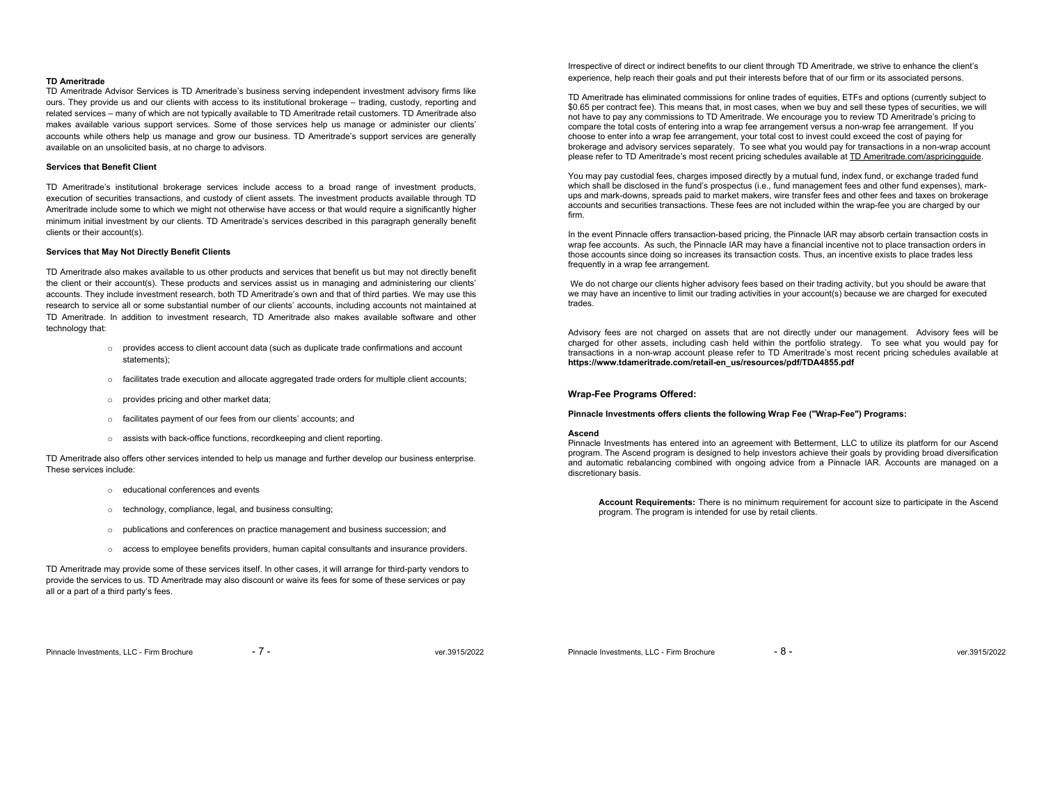**TD Ameritrade**

TD Ameritrade Advisor Services is TD Ameritrade's business serving independent investment advisory firms like ours. They provide us and our clients with access to its institutional brokerage – trading, custody, reporting and related services – many of which are not typically available to TD Ameritrade retail customers. TD Ameritrade also makes available various support services. Some of those services help us manage or administer our clients' accounts while others help us manage and grow our business. TD Ameritrade's support services are generally available on an unsolicited basis, at no charge to advisors.

**Services that Benefit Client**

TD Ameritrade's institutional brokerage services include access to a broad range of investment products, execution of securities transactions, and custody of client assets. The investment products available through TD Ameritrade include some to which we might not otherwise have access or that would require a significantly higher minimum initial investment by our clients. TD Ameritrade's services described in this paragraph generally benefit clients or their account(s).

**Services that May Not Directly Benefit Clients**

TD Ameritrade also makes available to us other products and services that benefit us but may not directly benefit the client or their account(s). These products and services assist us in managing and administering our clients' accounts. They include investment research, both TD Ameritrade's own and that of third parties. We may use this research to service all or some substantial number of our clients' accounts, including accounts not maintained at TD Ameritrade. In addition to investment research, TD Ameritrade also makes available software and other technology that:

- provides access to client account data (such as duplicate trade confirmations and account statements);
- facilitates trade execution and allocate aggregated trade orders for multiple client accounts;
- provides pricing and other market data;
- facilitates payment of our fees from our clients' accounts; and
- assists with back-office functions, recordkeeping and client reporting.

TD Ameritrade also offers other services intended to help us manage and further develop our business enterprise. These services include:

- educational conferences and events
- technology, compliance, legal, and business consulting;
- publications and conferences on practice management and business succession; and
- access to employee benefits providers, human capital consultants and insurance providers.

TD Ameritrade may provide some of these services itself. In other cases, it will arrange for third-party vendors to provide the services to us. TD Ameritrade may also discount or waive its fees for some of these services or pay all or a part of a third party's fees.

Irrespective of direct or indirect benefits to our client through TD Ameritrade, we strive to enhance the client's experience, help reach their goals and put their interests before that of our firm or its associated persons.

TD Ameritrade has eliminated commissions for online trades of equities, ETFs and options (currently subject to $0.65 per contract fee). This means that, in most cases, when we buy and sell these types of securities, we will not have to pay any commissions to TD Ameritrade. We encourage you to review TD Ameritrade's pricing to compare the total costs of entering into a wrap fee arrangement versus a non-wrap fee arrangement. If you choose to enter into a wrap fee arrangement, your total cost to invest could exceed the cost of paying for brokerage and advisory services separately. To see what you would pay for transactions in a non-wrap account please refer to TD Ameritrade's most recent pricing schedules available at TD Ameritrade.com/aspricingguide.

You may pay custodial fees, charges imposed directly by a mutual fund, index fund, or exchange traded fund which shall be disclosed in the fund's prospectus (i.e., fund management fees and other fund expenses), mark-ups and mark-downs, spreads paid to market makers, wire transfer fees and other fees and taxes on brokerage accounts and securities transactions. These fees are not included within the wrap-fee you are charged by our firm.

In the event Pinnacle offers transaction-based pricing, the Pinnacle IAR may absorb certain transaction costs in wrap fee accounts. As such, the Pinnacle IAR may have a financial incentive not to place transaction orders in those accounts since doing so increases its transaction costs. Thus, an incentive exists to place trades less frequently in a wrap fee arrangement.

We do not charge our clients higher advisory fees based on their trading activity, but you should be aware that we may have an incentive to limit our trading activities in your account(s) because we are charged for executed trades.

Advisory fees are not charged on assets that are not directly under our management. Advisory fees will be charged for other assets, including cash held within the portfolio strategy. To see what you would pay for transactions in a non-wrap account please refer to TD Ameritrade's most recent pricing schedules available at **https://www.tdameritrade.com/retail-en_us/resources/pdf/TDA4855.pdf**

### Wrap-Fee Programs Offered:

**Pinnacle Investments offers clients the following Wrap Fee ("Wrap-Fee") Programs:**

**Ascend**

Pinnacle Investments has entered into an agreement with Betterment, LLC to utilize its platform for our Ascend program. The Ascend program is designed to help investors achieve their goals by providing broad diversification and automatic rebalancing combined with ongoing advice from a Pinnacle IAR. Accounts are managed on a discretionary basis.

**Account Requirements:** There is no minimum requirement for account size to participate in the Ascend program. The program is intended for use by retail clients.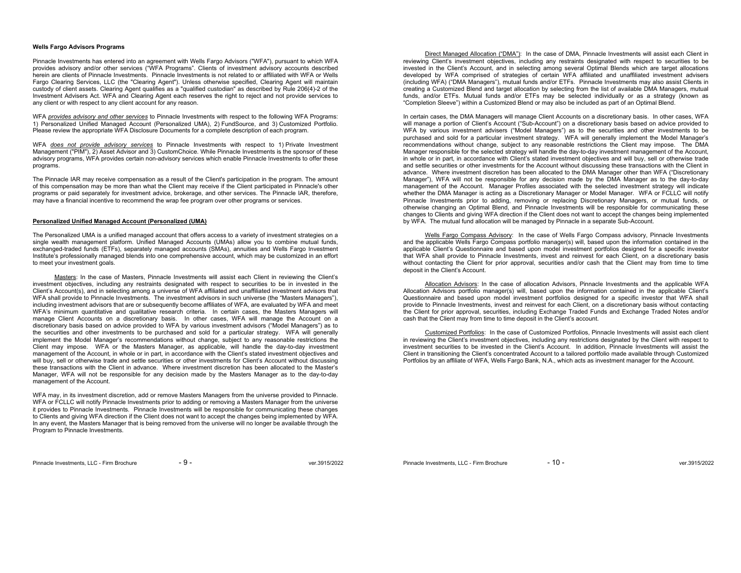**Wells Fargo Advisors Programs**

Pinnacle Investments has entered into an agreement with Wells Fargo Advisors ("WFA"), pursuant to which WFA provides advisory and/or other services ("WFA Programs". Clients of investment advisory accounts described herein are clients of Pinnacle Investments. Pinnacle Investments is not related to or affiliated with WFA or Wells Fargo Clearing Services, LLC (the "Clearing Agent"). Unless otherwise specified, Clearing Agent will maintain custody of client assets. Clearing Agent qualifies as a "qualified custodian" as described by Rule 206(4)-2 of the Investment Advisers Act. WFA and Clearing Agent each reserves the right to reject and not provide services to any client or with respect to any client account for any reason.

WFA *provides advisory and other services* to Pinnacle Investments with respect to the following WFA Programs: 1) Personalized Unified Managed Account (Personalized UMA), 2) FundSource, and 3) Customized Portfolio. Please review the appropriate WFA Disclosure Documents for a complete description of each program.

WFA *does not provide advisory services* to Pinnacle Investments with respect to 1) Private Investment Management ("PIM"), 2) Asset Advisor and 3) CustomChoice. While Pinnacle Investments is the sponsor of these advisory programs, WFA provides certain non-advisory services which enable Pinnacle Investments to offer these programs.

The Pinnacle IAR may receive compensation as a result of the Client's participation in the program. The amount of this compensation may be more than what the Client may receive if the Client participated in Pinnacle's other programs or paid separately for investment advice, brokerage, and other services. The Pinnacle IAR, therefore, may have a financial incentive to recommend the wrap fee program over other programs or services.

**Personalized Unified Managed Account (Personalized (UMA)**

The Personalized UMA is a unified managed account that offers access to a variety of investment strategies on a single wealth management platform. Unified Managed Accounts (UMAs) allow you to combine mutual funds, exchanged-traded funds (ETFs), separately managed accounts (SMAs), annuities and Wells Fargo Investment Institute's professionally managed blends into one comprehensive account, which may be customized in an effort to meet your investment goals.

Masters: In the case of Masters, Pinnacle Investments will assist each Client in reviewing the Client's investment objectives, including any restraints designated with respect to securities to be in invested in the Client's Account(s), and in selecting among a universe of WFA affiliated and unaffiliated investment advisors that WFA shall provide to Pinnacle Investments. The investment advisors in such universe (the "Masters Managers"), including investment advisors that are or subsequently become affiliates of WFA, are evaluated by WFA and meet WFA's minimum quantitative and qualitative research criteria. In certain cases, the Masters Managers will manage Client Accounts on a discretionary basis. In other cases, WFA will manage the Account on a discretionary basis based on advice provided to WFA by various investment advisors ("Model Managers") as to the securities and other investments to be purchased and sold for a particular strategy. WFA will generally implement the Model Manager's recommendations without change, subject to any reasonable restrictions the Client may impose. WFA or the Masters Manager, as applicable, will handle the day-to-day investment management of the Account, in whole or in part, in accordance with the Client's stated investment objectives and will buy, sell or otherwise trade and settle securities or other investments for Client's Account without discussing these transactions with the Client in advance. Where investment discretion has been allocated to the Master's Manager, WFA will not be responsible for any decision made by the Masters Manager as to the day-to-day management of the Account.

WFA may, in its investment discretion, add or remove Masters Managers from the universe provided to Pinnacle. WFA or FCLLC will notify Pinnacle Investments prior to adding or removing a Masters Manager from the universe it provides to Pinnacle Investments. Pinnacle Investments will be responsible for communicating these changes to Clients and giving WFA direction if the Client does not want to accept the changes being implemented by WFA. In any event, the Masters Manager that is being removed from the universe will no longer be available through the Program to Pinnacle Investments.

Direct Managed Allocation ("DMA"): In the case of DMA, Pinnacle Investments will assist each Client in reviewing Client's investment objectives, including any restraints designated with respect to securities to be invested in the Client's Account, and in selecting among several Optimal Blends which are target allocations developed by WFA comprised of strategies of certain WFA affiliated and unaffiliated investment advisers (including WFA) ("DMA Managers"), mutual funds and/or ETFs. Pinnacle Investments may also assist Clients in creating a Customized Blend and target allocation by selecting from the list of available DMA Managers, mutual funds, and/or ETFs. Mutual funds and/or ETFs may be selected individually or as a strategy (known as "Completion Sleeve") within a Customized Blend or may also be included as part of an Optimal Blend.

In certain cases, the DMA Managers will manage Client Accounts on a discretionary basis. In other cases, WFA will manage a portion of Client's Account ("Sub-Account") on a discretionary basis based on advice provided to WFA by various investment advisers ("Model Managers") as to the securities and other investments to be purchased and sold for a particular investment strategy. WFA will generally implement the Model Manager's recommendations without change, subject to any reasonable restrictions the Client may impose. The DMA Manager responsible for the selected strategy will handle the day-to-day investment management of the Account, in whole or in part, in accordance with Client's stated investment objectives and will buy, sell or otherwise trade and settle securities or other investments for the Account without discussing these transactions with the Client in advance. Where investment discretion has been allocated to the DMA Manager other than WFA ("Discretionary Manager"), WFA will not be responsible for any decision made by the DMA Manager as to the day-to-day management of the Account. Manager Profiles associated with the selected investment strategy will indicate whether the DMA Manager is acting as a Discretionary Manager or Model Manager. WFA or FCLLC will notify Pinnacle Investments prior to adding, removing or replacing Discretionary Managers, or mutual funds, or otherwise changing an Optimal Blend, and Pinnacle Investments will be responsible for communicating these changes to Clients and giving WFA direction if the Client does not want to accept the changes being implemented by WFA. The mutual fund allocation will be managed by Pinnacle in a separate Sub-Account.

Wells Fargo Compass Advisory: In the case of Wells Fargo Compass advisory, Pinnacle Investments and the applicable Wells Fargo Compass portfolio manager(s) will, based upon the information contained in the applicable Client's Questionnaire and based upon model investment portfolios designed for a specific investor that WFA shall provide to Pinnacle Investments, invest and reinvest for each Client, on a discretionary basis without contacting the Client for prior approval, securities and/or cash that the Client may from time to time deposit in the Client's Account.

Allocation Advisors: In the case of allocation Advisors, Pinnacle Investments and the applicable WFA Allocation Advisors portfolio manager(s) will, based upon the information contained in the applicable Client's Questionnaire and based upon model investment portfolios designed for a specific investor that WFA shall provide to Pinnacle Investments, invest and reinvest for each Client, on a discretionary basis without contacting the Client for prior approval, securities, including Exchange Traded Funds and Exchange Traded Notes and/or cash that the Client may from time to time deposit in the Client's account.

Customized Portfolios: In the case of Customized Portfolios, Pinnacle Investments will assist each client in reviewing the Client's investment objectives, including any restrictions designated by the Client with respect to investment securities to be invested in the Client's Account. In addition, Pinnacle Investments will assist the Client in transitioning the Client's concentrated Account to a tailored portfolio made available through Customized Portfolios by an affiliate of WFA, Wells Fargo Bank, N.A., which acts as investment manager for the Account.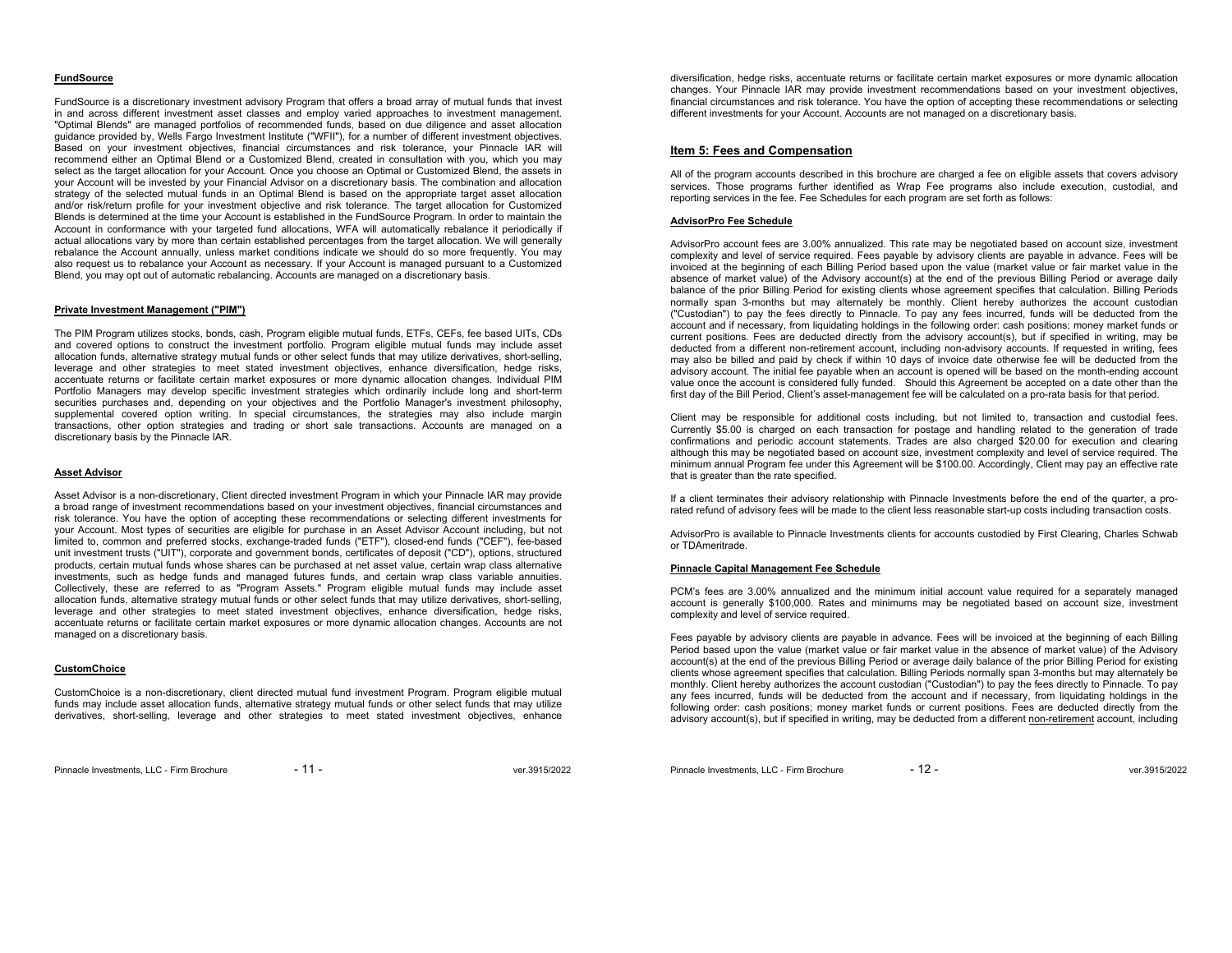**FundSource**

FundSource is a discretionary investment advisory Program that offers a broad array of mutual funds that invest in and across different investment asset classes and employ varied approaches to investment management. "Optimal Blends" are managed portfolios of recommended funds, based on due diligence and asset allocation guidance provided by, Wells Fargo Investment Institute ("WFII"), for a number of different investment objectives. Based on your investment objectives, financial circumstances and risk tolerance, your Pinnacle IAR will recommend either an Optimal Blend or a Customized Blend, created in consultation with you, which you may select as the target allocation for your Account. Once you choose an Optimal or Customized Blend, the assets in your Account will be invested by your Financial Advisor on a discretionary basis. The combination and allocation strategy of the selected mutual funds in an Optimal Blend is based on the appropriate target asset allocation and/or risk/return profile for your investment objective and risk tolerance. The target allocation for Customized Blends is determined at the time your Account is established in the FundSource Program. In order to maintain the Account in conformance with your targeted fund allocations, WFA will automatically rebalance it periodically if actual allocations vary by more than certain established percentages from the target allocation. We will generally rebalance the Account annually, unless market conditions indicate we should do so more frequently. You may also request us to rebalance your Account as necessary. If your Account is managed pursuant to a Customized Blend, you may opt out of automatic rebalancing. Accounts are managed on a discretionary basis.

**Private Investment Management ("PIM")**

The PIM Program utilizes stocks, bonds, cash, Program eligible mutual funds, ETFs, CEFs, fee based UITs, CDs and covered options to construct the investment portfolio. Program eligible mutual funds may include asset allocation funds, alternative strategy mutual funds or other select funds that may utilize derivatives, short-selling, leverage and other strategies to meet stated investment objectives, enhance diversification, hedge risks, accentuate returns or facilitate certain market exposures or more dynamic allocation changes. Individual PIM Portfolio Managers may develop specific investment strategies which ordinarily include long and short-term securities purchases and, depending on your objectives and the Portfolio Manager's investment philosophy, supplemental covered option writing. In special circumstances, the strategies may also include margin transactions, other option strategies and trading or short sale transactions. Accounts are managed on a discretionary basis by the Pinnacle IAR.

**Asset Advisor**

Asset Advisor is a non-discretionary, Client directed investment Program in which your Pinnacle IAR may provide a broad range of investment recommendations based on your investment objectives, financial circumstances and risk tolerance. You have the option of accepting these recommendations or selecting different investments for your Account. Most types of securities are eligible for purchase in an Asset Advisor Account including, but not limited to, common and preferred stocks, exchange-traded funds ("ETF"), closed-end funds ("CEF"), fee-based unit investment trusts ("UIT"), corporate and government bonds, certificates of deposit ("CD"), options, structured products, certain mutual funds whose shares can be purchased at net asset value, certain wrap class alternative investments, such as hedge funds and managed futures funds, and certain wrap class variable annuities. Collectively, these are referred to as "Program Assets." Program eligible mutual funds may include asset allocation funds, alternative strategy mutual funds or other select funds that may utilize derivatives, short-selling, leverage and other strategies to meet stated investment objectives, enhance diversification, hedge risks, accentuate returns or facilitate certain market exposures or more dynamic allocation changes. Accounts are not managed on a discretionary basis.

**CustomChoice**

CustomChoice is a non-discretionary, client directed mutual fund investment Program. Program eligible mutual funds may include asset allocation funds, alternative strategy mutual funds or other select funds that may utilize derivatives, short-selling, leverage and other strategies to meet stated investment objectives, enhance diversification, hedge risks, accentuate returns or facilitate certain market exposures or more dynamic allocation changes. Your Pinnacle IAR may provide investment recommendations based on your investment objectives, financial circumstances and risk tolerance. You have the option of accepting these recommendations or selecting different investments for your Account. Accounts are not managed on a discretionary basis.

## Item 5: Fees and Compensation

All of the program accounts described in this brochure are charged a fee on eligible assets that covers advisory services. Those programs further identified as Wrap Fee programs also include execution, custodial, and reporting services in the fee. Fee Schedules for each program are set forth as follows:

**AdvisorPro Fee Schedule**

AdvisorPro account fees are 3.00% annualized. This rate may be negotiated based on account size, investment complexity and level of service required. Fees payable by advisory clients are payable in advance. Fees will be invoiced at the beginning of each Billing Period based upon the value (market value or fair market value in the absence of market value) of the Advisory account(s) at the end of the previous Billing Period or average daily balance of the prior Billing Period for existing clients whose agreement specifies that calculation. Billing Periods normally span 3-months but may alternately be monthly. Client hereby authorizes the account custodian ("Custodian") to pay the fees directly to Pinnacle. To pay any fees incurred, funds will be deducted from the account and if necessary, from liquidating holdings in the following order: cash positions; money market funds or current positions. Fees are deducted directly from the advisory account(s), but if specified in writing, may be deducted from a different non-retirement account, including non-advisory accounts. If requested in writing, fees may also be billed and paid by check if within 10 days of invoice date otherwise fee will be deducted from the advisory account. The initial fee payable when an account is opened will be based on the month-ending account value once the account is considered fully funded. Should this Agreement be accepted on a date other than the first day of the Bill Period, Client's asset-management fee will be calculated on a pro-rata basis for that period.

Client may be responsible for additional costs including, but not limited to, transaction and custodial fees. Currently $5.00 is charged on each transaction for postage and handling related to the generation of trade confirmations and periodic account statements. Trades are also charged $20.00 for execution and clearing although this may be negotiated based on account size, investment complexity and level of service required. The minimum annual Program fee under this Agreement will be $100.00. Accordingly, Client may pay an effective rate that is greater than the rate specified.

If a client terminates their advisory relationship with Pinnacle Investments before the end of the quarter, a pro-rated refund of advisory fees will be made to the client less reasonable start-up costs including transaction costs.

AdvisorPro is available to Pinnacle Investments clients for accounts custodied by First Clearing, Charles Schwab or TDAmeritrade.

**Pinnacle Capital Management Fee Schedule**

PCM's fees are 3.00% annualized and the minimum initial account value required for a separately managed account is generally $100,000. Rates and minimums may be negotiated based on account size, investment complexity and level of service required.

Fees payable by advisory clients are payable in advance. Fees will be invoiced at the beginning of each Billing Period based upon the value (market value or fair market value in the absence of market value) of the Advisory account(s) at the end of the previous Billing Period or average daily balance of the prior Billing Period for existing clients whose agreement specifies that calculation. Billing Periods normally span 3-months but may alternately be monthly. Client hereby authorizes the account custodian ("Custodian") to pay the fees directly to Pinnacle. To pay any fees incurred, funds will be deducted from the account and if necessary, from liquidating holdings in the following order: cash positions; money market funds or current positions. Fees are deducted directly from the advisory account(s), but if specified in writing, may be deducted from a different non-retirement account, including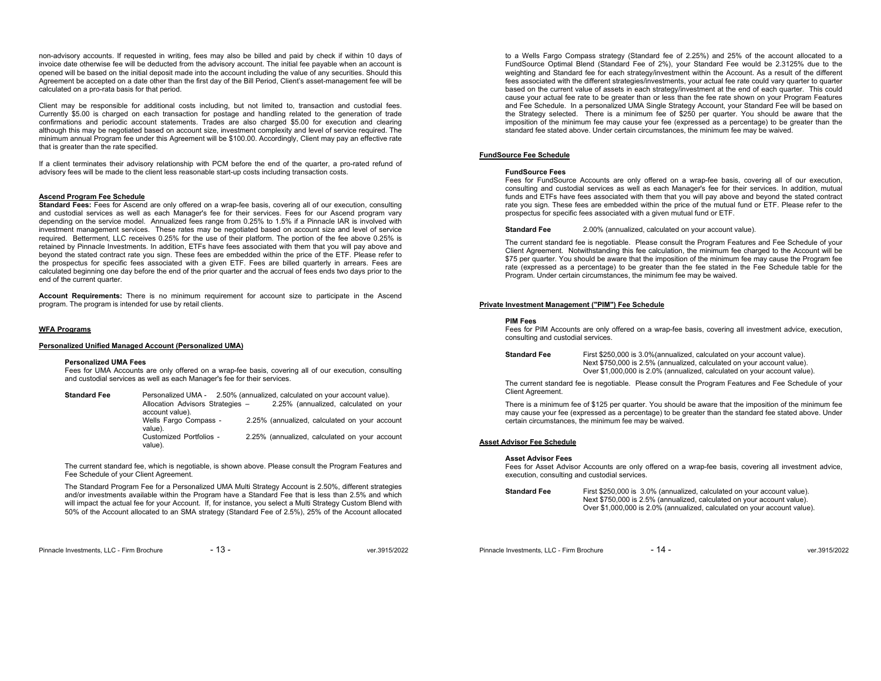non-advisory accounts. If requested in writing, fees may also be billed and paid by check if within 10 days of invoice date otherwise fee will be deducted from the advisory account. The initial fee payable when an account is opened will be based on the initial deposit made into the account including the value of any securities. Should this Agreement be accepted on a date other than the first day of the Bill Period, Client's asset-management fee will be calculated on a pro-rata basis for that period.

Client may be responsible for additional costs including, but not limited to, transaction and custodial fees. Currently $5.00 is charged on each transaction for postage and handling related to the generation of trade confirmations and periodic account statements. Trades are also charged $5.00 for execution and clearing although this may be negotiated based on account size, investment complexity and level of service required. The minimum annual Program fee under this Agreement will be $100.00. Accordingly, Client may pay an effective rate that is greater than the rate specified.

If a client terminates their advisory relationship with PCM before the end of the quarter, a pro-rated refund of advisory fees will be made to the client less reasonable start-up costs including transaction costs.

**Ascend Program Fee Schedule**

**Standard Fees:** Fees for Ascend are only offered on a wrap-fee basis, covering all of our execution, consulting and custodial services as well as each Manager's fee for their services. Fees for our Ascend program vary depending on the service model. Annualized fees range from 0.25% to 1.5% if a Pinnacle IAR is involved with investment management services. These rates may be negotiated based on account size and level of service required. Betterment, LLC receives 0.25% for the use of their platform. The portion of the fee above 0.25% is retained by Pinnacle Investments. In addition, ETFs have fees associated with them that you will pay above and beyond the stated contract rate you sign. These fees are embedded within the price of the ETF. Please refer to the prospectus for specific fees associated with a given ETF. Fees are billed quarterly in arrears. Fees are calculated beginning one day before the end of the prior quarter and the accrual of fees ends two days prior to the end of the current quarter.

**Account Requirements:** There is no minimum requirement for account size to participate in the Ascend program. The program is intended for use by retail clients.

**WFA Programs**

**Personalized Unified Managed Account (Personalized UMA)**

**Personalized UMA Fees**

Fees for UMA Accounts are only offered on a wrap-fee basis, covering all of our execution, consulting and custodial services as well as each Manager's fee for their services.

**Standard Fee**
- Personalized UMA - 2.50% (annualized, calculated on your account value).
- Allocation Advisors Strategies – 2.25% (annualized, calculated on your account value).
- Wells Fargo Compass - 2.25% (annualized, calculated on your account value).
- Customized Portfolios - 2.25% (annualized, calculated on your account value).

The current standard fee, which is negotiable, is shown above. Please consult the Program Features and Fee Schedule of your Client Agreement.

The Standard Program Fee for a Personalized UMA Multi Strategy Account is 2.50%, different strategies and/or investments available within the Program have a Standard Fee that is less than 2.5% and which will impact the actual fee for your Account. If, for instance, you select a Multi Strategy Custom Blend with 50% of the Account allocated to an SMA strategy (Standard Fee of 2.5%), 25% of the Account allocated to a Wells Fargo Compass strategy (Standard fee of 2.25%) and 25% of the account allocated to a FundSource Optimal Blend (Standard Fee of 2%), your Standard Fee would be 2.3125% due to the weighting and Standard fee for each strategy/investment within the Account. As a result of the different fees associated with the different strategies/investments, your actual fee rate could vary quarter to quarter based on the current value of assets in each strategy/investment at the end of each quarter. This could cause your actual fee rate to be greater than or less than the fee rate shown on your Program Features and Fee Schedule. In a personalized UMA Single Strategy Account, your Standard Fee will be based on the Strategy selected. There is a minimum fee of $250 per quarter. You should be aware that the imposition of the minimum fee may cause your fee (expressed as a percentage) to be greater than the standard fee stated above. Under certain circumstances, the minimum fee may be waived.

**FundSource Fee Schedule**

**FundSource Fees**

Fees for FundSource Accounts are only offered on a wrap-fee basis, covering all of our execution, consulting and custodial services as well as each Manager's fee for their services. In addition, mutual funds and ETFs have fees associated with them that you will pay above and beyond the stated contract rate you sign. These fees are embedded within the price of the mutual fund or ETF. Please refer to the prospectus for specific fees associated with a given mutual fund or ETF.

**Standard Fee** 2.00% (annualized, calculated on your account value).

The current standard fee is negotiable. Please consult the Program Features and Fee Schedule of your Client Agreement. Notwithstanding this fee calculation, the minimum fee charged to the Account will be $75 per quarter. You should be aware that the imposition of the minimum fee may cause the Program fee rate (expressed as a percentage) to be greater than the fee stated in the Fee Schedule table for the Program. Under certain circumstances, the minimum fee may be waived.

**Private Investment Management ("PIM") Fee Schedule**

**PIM Fees**

Fees for PIM Accounts are only offered on a wrap-fee basis, covering all investment advice, execution, consulting and custodial services.

**Standard Fee**
- First $250,000 is 3.0%(annualized, calculated on your account value).
- Next $750,000 is 2.5% (annualized, calculated on your account value).
- Over $1,000,000 is 2.0% (annualized, calculated on your account value).

The current standard fee is negotiable. Please consult the Program Features and Fee Schedule of your Client Agreement.

There is a minimum fee of $125 per quarter. You should be aware that the imposition of the minimum fee may cause your fee (expressed as a percentage) to be greater than the standard fee stated above. Under certain circumstances, the minimum fee may be waived.

**Asset Advisor Fee Schedule**

**Asset Advisor Fees**

Fees for Asset Advisor Accounts are only offered on a wrap-fee basis, covering all investment advice, execution, consulting and custodial services.

**Standard Fee**
- First $250,000 is 3.0% (annualized, calculated on your account value).
- Next $750,000 is 2.5% (annualized, calculated on your account value).
- Over $1,000,000 is 2.0% (annualized, calculated on your account value).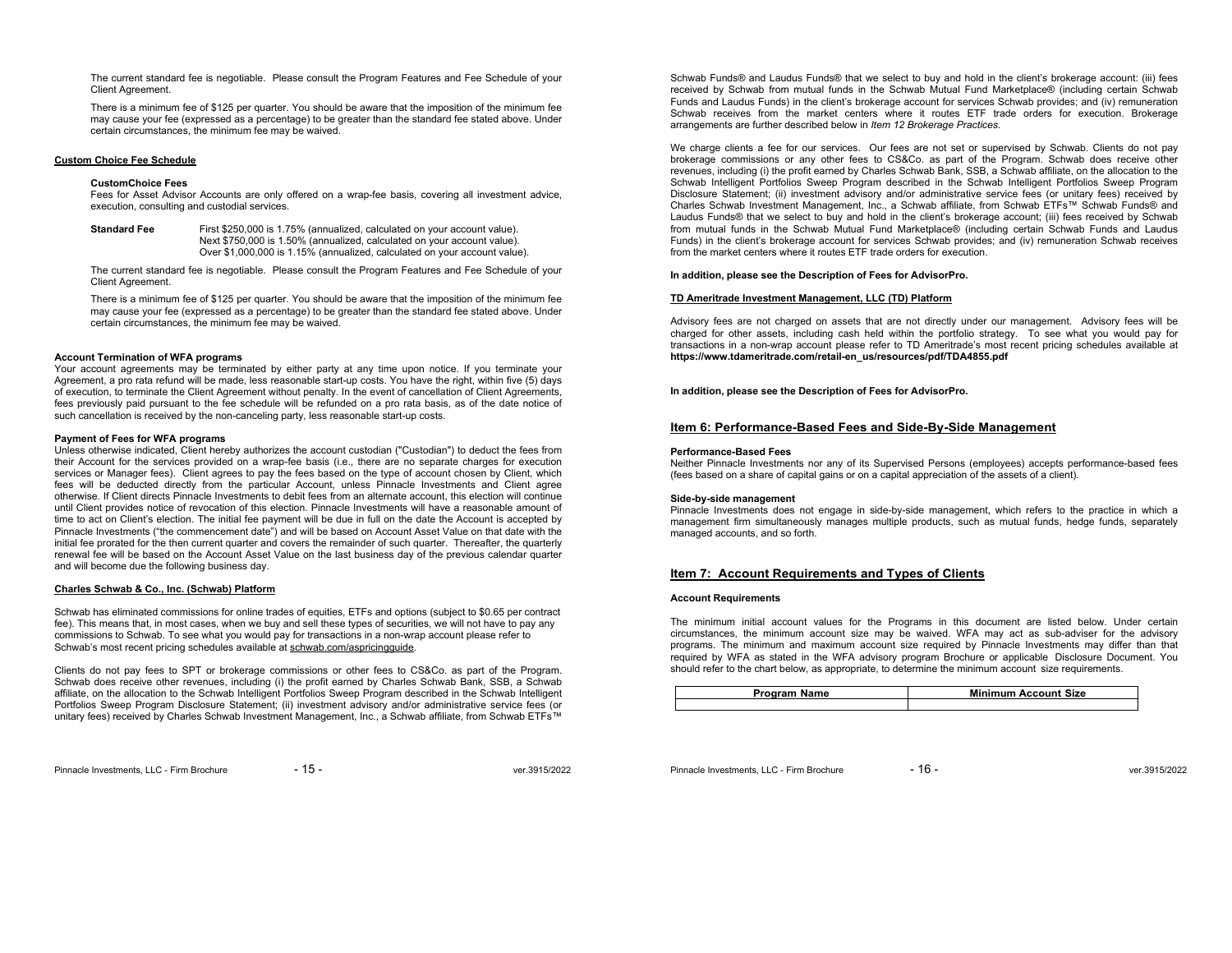The current standard fee is negotiable. Please consult the Program Features and Fee Schedule of your Client Agreement.

There is a minimum fee of $125 per quarter. You should be aware that the imposition of the minimum fee may cause your fee (expressed as a percentage) to be greater than the standard fee stated above. Under certain circumstances, the minimum fee may be waived.

**Custom Choice Fee Schedule**

**CustomChoice Fees**

Fees for Asset Advisor Accounts are only offered on a wrap-fee basis, covering all investment advice, execution, consulting and custodial services.

**Standard Fee** First $250,000 is 1.75% (annualized, calculated on your account value).
Next $750,000 is 1.50% (annualized, calculated on your account value).
Over $1,000,000 is 1.15% (annualized, calculated on your account value).

The current standard fee is negotiable. Please consult the Program Features and Fee Schedule of your Client Agreement.

There is a minimum fee of $125 per quarter. You should be aware that the imposition of the minimum fee may cause your fee (expressed as a percentage) to be greater than the standard fee stated above. Under certain circumstances, the minimum fee may be waived.

**Account Termination of WFA programs**

Your account agreements may be terminated by either party at any time upon notice. If you terminate your Agreement, a pro rata refund will be made, less reasonable start-up costs. You have the right, within five (5) days of execution, to terminate the Client Agreement without penalty. In the event of cancellation of Client Agreements, fees previously paid pursuant to the fee schedule will be refunded on a pro rata basis, as of the date notice of such cancellation is received by the non-canceling party, less reasonable start-up costs.

**Payment of Fees for WFA programs**

Unless otherwise indicated, Client hereby authorizes the account custodian ("Custodian") to deduct the fees from their Account for the services provided on a wrap-fee basis (i.e., there are no separate charges for execution services or Manager fees). Client agrees to pay the fees based on the type of account chosen by Client, which fees will be deducted directly from the particular Account, unless Pinnacle Investments and Client agree otherwise. If Client directs Pinnacle Investments to debit fees from an alternate account, this election will continue until Client provides notice of revocation of this election. Pinnacle Investments will have a reasonable amount of time to act on Client's election. The initial fee payment will be due in full on the date the Account is accepted by Pinnacle Investments ("the commencement date") and will be based on Account Asset Value on that date with the initial fee prorated for the then current quarter and covers the remainder of such quarter. Thereafter, the quarterly renewal fee will be based on the Account Asset Value on the last business day of the previous calendar quarter and will become due the following business day.

**Charles Schwab & Co., Inc. (Schwab) Platform**

Schwab has eliminated commissions for online trades of equities, ETFs and options (subject to $0.65 per contract fee). This means that, in most cases, when we buy and sell these types of securities, we will not have to pay any commissions to Schwab. To see what you would pay for transactions in a non-wrap account please refer to Schwab's most recent pricing schedules available at schwab.com/aspricingguide.

Clients do not pay fees to SPT or brokerage commissions or other fees to CS&Co. as part of the Program. Schwab does receive other revenues, including (i) the profit earned by Charles Schwab Bank, SSB, a Schwab affiliate, on the allocation to the Schwab Intelligent Portfolios Sweep Program described in the Schwab Intelligent Portfolios Sweep Program Disclosure Statement; (ii) investment advisory and/or administrative service fees (or unitary fees) received by Charles Schwab Investment Management, Inc., a Schwab affiliate, from Schwab ETFs™ Schwab Funds® and Laudus Funds® that we select to buy and hold in the client's brokerage account: (iii) fees received by Schwab from mutual funds in the Schwab Mutual Fund Marketplace® (including certain Schwab Funds and Laudus Funds) in the client's brokerage account for services Schwab provides; and (iv) remuneration Schwab receives from the market centers where it routes ETF trade orders for execution. Brokerage arrangements are further described below in *Item 12 Brokerage Practices.*

We charge clients a fee for our services. Our fees are not set or supervised by Schwab. Clients do not pay brokerage commissions or any other fees to CS&Co. as part of the Program. Schwab does receive other revenues, including (i) the profit earned by Charles Schwab Bank, SSB, a Schwab affiliate, on the allocation to the Schwab Intelligent Portfolios Sweep Program described in the Schwab Intelligent Portfolios Sweep Program Disclosure Statement; (ii) investment advisory and/or administrative service fees (or unitary fees) received by Charles Schwab Investment Management, Inc., a Schwab affiliate, from Schwab ETFs™ Schwab Funds® and Laudus Funds® that we select to buy and hold in the client's brokerage account; (iii) fees received by Schwab from mutual funds in the Schwab Mutual Fund Marketplace® (including certain Schwab Funds and Laudus Funds) in the client's brokerage account for services Schwab provides; and (iv) remuneration Schwab receives from the market centers where it routes ETF trade orders for execution.

**In addition, please see the Description of Fees for AdvisorPro.**

**TD Ameritrade Investment Management, LLC (TD) Platform**

Advisory fees are not charged on assets that are not directly under our management. Advisory fees will be charged for other assets, including cash held within the portfolio strategy. To see what you would pay for transactions in a non-wrap account please refer to TD Ameritrade's most recent pricing schedules available at **https://www.tdameritrade.com/retail-en_us/resources/pdf/TDA4855.pdf**

**In addition, please see the Description of Fees for AdvisorPro.**

## Item 6: Performance-Based Fees and Side-By-Side Management

**Performance-Based Fees**

Neither Pinnacle Investments nor any of its Supervised Persons (employees) accepts performance-based fees (fees based on a share of capital gains or on a capital appreciation of the assets of a client).

**Side-by-side management**

Pinnacle Investments does not engage in side-by-side management, which refers to the practice in which a management firm simultaneously manages multiple products, such as mutual funds, hedge funds, separately managed accounts, and so forth.

## Item 7: Account Requirements and Types of Clients

**Account Requirements**

The minimum initial account values for the Programs in this document are listed below. Under certain circumstances, the minimum account size may be waived. WFA may act as sub-adviser for the advisory programs. The minimum and maximum account size required by Pinnacle Investments may differ than that required by WFA as stated in the WFA advisory program Brochure or applicable Disclosure Document. You should refer to the chart below, as appropriate, to determine the minimum account size requirements.

| Program Name | Minimum Account Size |
| --- | --- |
| | |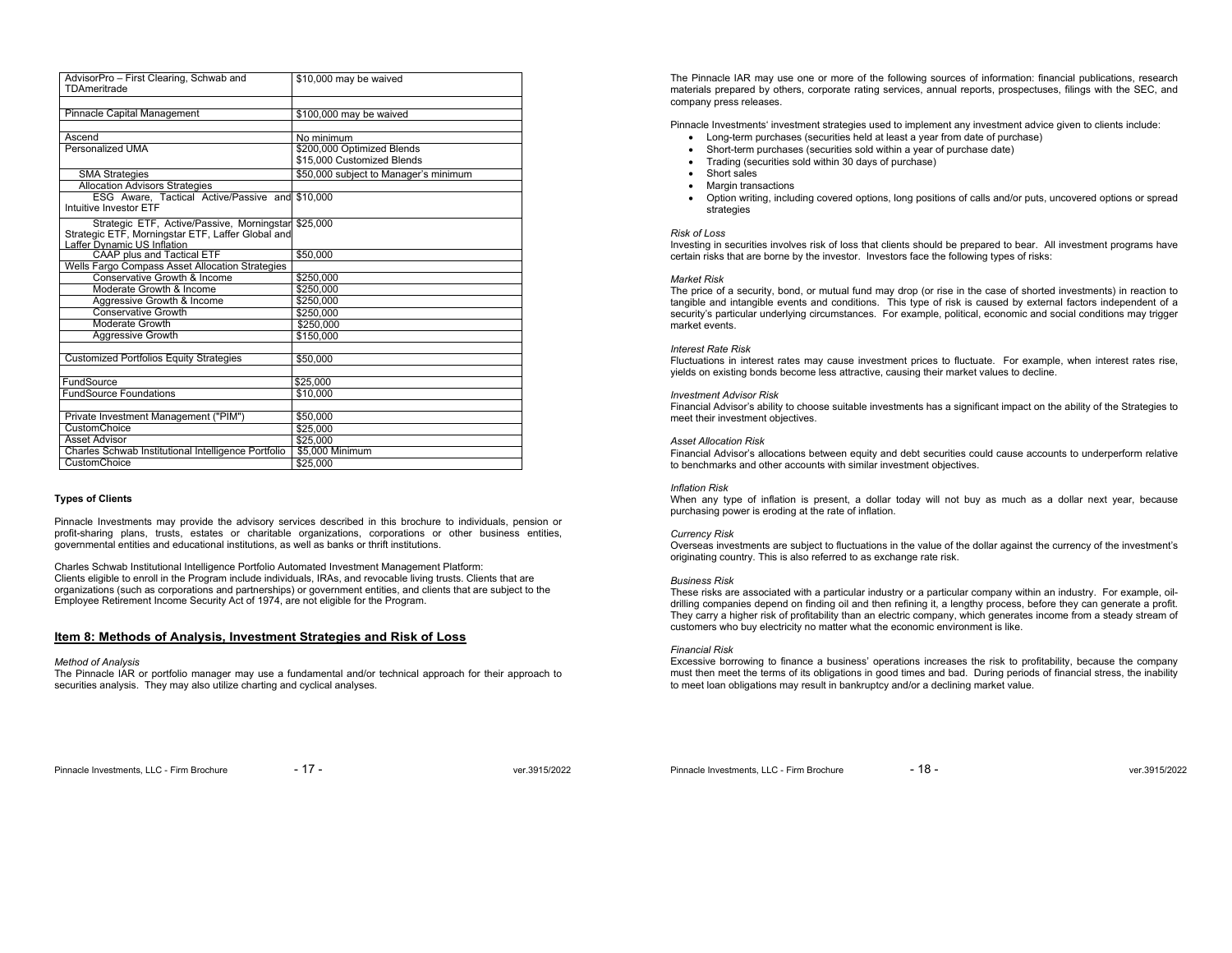| | |
|---|---|
| AdvisorPro – First Clearing, Schwab and TDAmeritrade | $10,000 may be waived |
| | |
| Pinnacle Capital Management | $100,000 may be waived |
| | |
| Ascend | No minimum |
| Personalized UMA | $200,000 Optimized Blends<br>$15,000 Customized Blends |
| SMA Strategies | $50,000 subject to Manager's minimum |
| Allocation Advisors Strategies | |
| ESG Aware, Tactical Active/Passive and Intuitive Investor ETF | $10,000 |
| Strategic ETF, Active/Passive, Morningstar Strategic ETF, Morningstar ETF, Laffer Global and Laffer Dynamic US Inflation | $25,000 |
| CAAP plus and Tactical ETF | $50,000 |
| Wells Fargo Compass Asset Allocation Strategies | |
| Conservative Growth & Income | $250,000 |
| Moderate Growth & Income | $250,000 |
| Aggressive Growth & Income | $250,000 |
| Conservative Growth | $250,000 |
| Moderate Growth | $250,000 |
| Aggressive Growth | $150,000 |
| | |
| Customized Portfolios Equity Strategies | $50,000 |
| | |
| FundSource | $25,000 |
| FundSource Foundations | $10,000 |
| | |
| Private Investment Management ("PIM") | $50,000 |
| CustomChoice | $25,000 |
| Asset Advisor | $25,000 |
| Charles Schwab Institutional Intelligence Portfolio | $5,000 Minimum |
| CustomChoice | $25,000 |

**Types of Clients**

Pinnacle Investments may provide the advisory services described in this brochure to individuals, pension or profit-sharing plans, trusts, estates or charitable organizations, corporations or other business entities, governmental entities and educational institutions, as well as banks or thrift institutions.

Charles Schwab Institutional Intelligence Portfolio Automated Investment Management Platform:
Clients eligible to enroll in the Program include individuals, IRAs, and revocable living trusts. Clients that are organizations (such as corporations and partnerships) or government entities, and clients that are subject to the Employee Retirement Income Security Act of 1974, are not eligible for the Program.

## Item 8: Methods of Analysis, Investment Strategies and Risk of Loss

*Method of Analysis*
The Pinnacle IAR or portfolio manager may use a fundamental and/or technical approach for their approach to securities analysis. They may also utilize charting and cyclical analyses.

The Pinnacle IAR may use one or more of the following sources of information: financial publications, research materials prepared by others, corporate rating services, annual reports, prospectuses, filings with the SEC, and company press releases.

Pinnacle Investments' investment strategies used to implement any investment advice given to clients include:

- Long-term purchases (securities held at least a year from date of purchase)
- Short-term purchases (securities sold within a year of purchase date)
- Trading (securities sold within 30 days of purchase)
- Short sales
- Margin transactions
- Option writing, including covered options, long positions of calls and/or puts, uncovered options or spread strategies

*Risk of Loss*
Investing in securities involves risk of loss that clients should be prepared to bear. All investment programs have certain risks that are borne by the investor. Investors face the following types of risks:

*Market Risk*
The price of a security, bond, or mutual fund may drop (or rise in the case of shorted investments) in reaction to tangible and intangible events and conditions. This type of risk is caused by external factors independent of a security's particular underlying circumstances. For example, political, economic and social conditions may trigger market events.

*Interest Rate Risk*
Fluctuations in interest rates may cause investment prices to fluctuate. For example, when interest rates rise, yields on existing bonds become less attractive, causing their market values to decline.

*Investment Advisor Risk*
Financial Advisor's ability to choose suitable investments has a significant impact on the ability of the Strategies to meet their investment objectives.

*Asset Allocation Risk*
Financial Advisor's allocations between equity and debt securities could cause accounts to underperform relative to benchmarks and other accounts with similar investment objectives.

*Inflation Risk*
When any type of inflation is present, a dollar today will not buy as much as a dollar next year, because purchasing power is eroding at the rate of inflation.

*Currency Risk*
Overseas investments are subject to fluctuations in the value of the dollar against the currency of the investment's originating country. This is also referred to as exchange rate risk.

*Business Risk*
These risks are associated with a particular industry or a particular company within an industry. For example, oil-drilling companies depend on finding oil and then refining it, a lengthy process, before they can generate a profit. They carry a higher risk of profitability than an electric company, which generates income from a steady stream of customers who buy electricity no matter what the economic environment is like.

*Financial Risk*
Excessive borrowing to finance a business' operations increases the risk to profitability, because the company must then meet the terms of its obligations in good times and bad. During periods of financial stress, the inability to meet loan obligations may result in bankruptcy and/or a declining market value.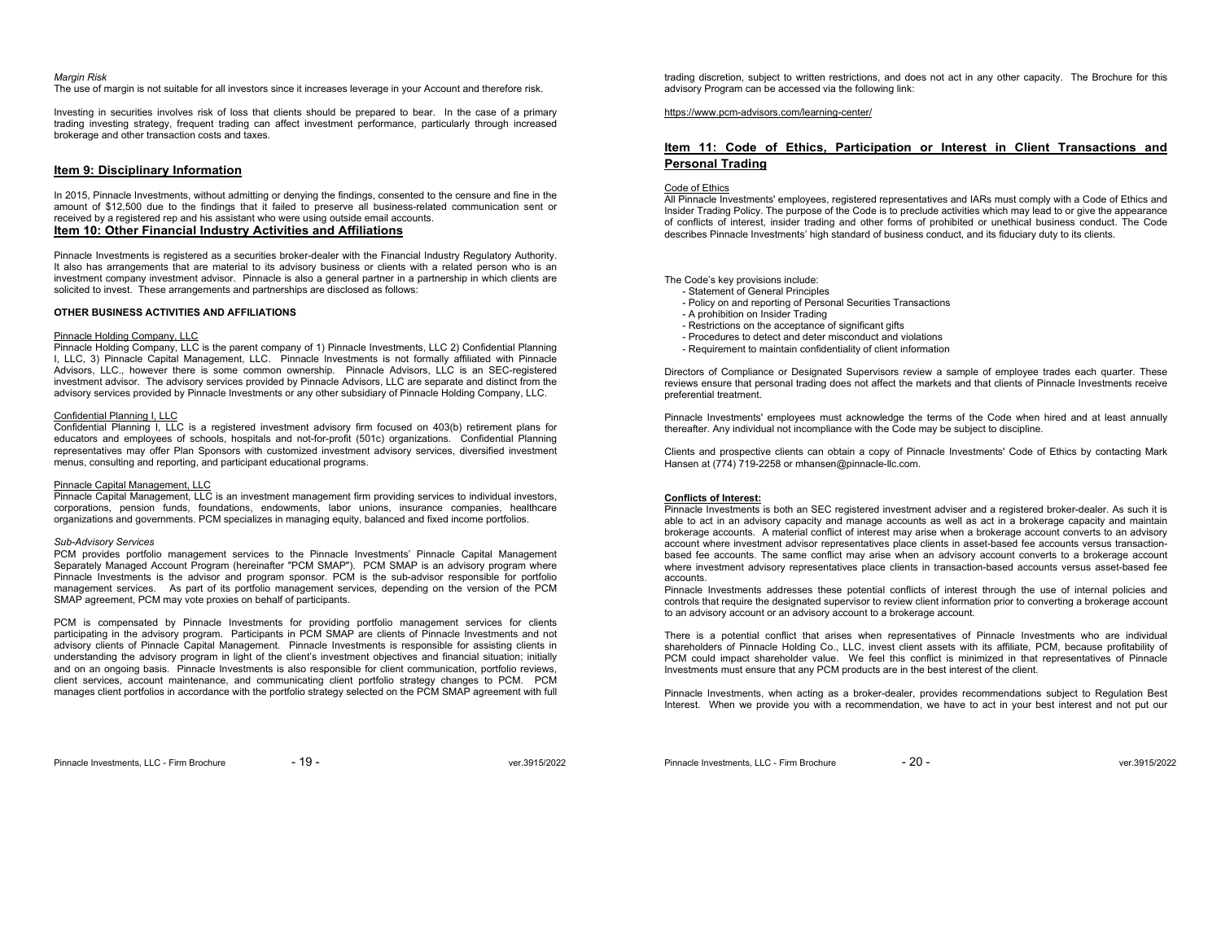*Margin Risk*
The use of margin is not suitable for all investors since it increases leverage in your Account and therefore risk.

Investing in securities involves risk of loss that clients should be prepared to bear. In the case of a primary trading investing strategy, frequent trading can affect investment performance, particularly through increased brokerage and other transaction costs and taxes.

## Item 9: Disciplinary Information

In 2015, Pinnacle Investments, without admitting or denying the findings, consented to the censure and fine in the amount of $12,500 due to the findings that it failed to preserve all business-related communication sent or received by a registered rep and his assistant who were using outside email accounts.

## Item 10: Other Financial Industry Activities and Affiliations

Pinnacle Investments is registered as a securities broker-dealer with the Financial Industry Regulatory Authority. It also has arrangements that are material to its advisory business or clients with a related person who is an investment company investment advisor. Pinnacle is also a general partner in a partnership in which clients are solicited to invest. These arrangements and partnerships are disclosed as follows:

**OTHER BUSINESS ACTIVITIES AND AFFILIATIONS**

Pinnacle Holding Company, LLC
Pinnacle Holding Company, LLC is the parent company of 1) Pinnacle Investments, LLC 2) Confidential Planning I, LLC, 3) Pinnacle Capital Management, LLC. Pinnacle Investments is not formally affiliated with Pinnacle Advisors, LLC., however there is some common ownership. Pinnacle Advisors, LLC is an SEC-registered investment advisor. The advisory services provided by Pinnacle Advisors, LLC are separate and distinct from the advisory services provided by Pinnacle Investments or any other subsidiary of Pinnacle Holding Company, LLC.

Confidential Planning I, LLC
Confidential Planning I, LLC is a registered investment advisory firm focused on 403(b) retirement plans for educators and employees of schools, hospitals and not-for-profit (501c) organizations. Confidential Planning representatives may offer Plan Sponsors with customized investment advisory services, diversified investment menus, consulting and reporting, and participant educational programs.

Pinnacle Capital Management, LLC
Pinnacle Capital Management, LLC is an investment management firm providing services to individual investors, corporations, pension funds, foundations, endowments, labor unions, insurance companies, healthcare organizations and governments. PCM specializes in managing equity, balanced and fixed income portfolios.

*Sub-Advisory Services*
PCM provides portfolio management services to the Pinnacle Investments' Pinnacle Capital Management Separately Managed Account Program (hereinafter "PCM SMAP"). PCM SMAP is an advisory program where Pinnacle Investments is the advisor and program sponsor. PCM is the sub-advisor responsible for portfolio management services. As part of its portfolio management services, depending on the version of the PCM SMAP agreement, PCM may vote proxies on behalf of participants.

PCM is compensated by Pinnacle Investments for providing portfolio management services for clients participating in the advisory program. Participants in PCM SMAP are clients of Pinnacle Investments and not advisory clients of Pinnacle Capital Management. Pinnacle Investments is responsible for assisting clients in understanding the advisory program in light of the client's investment objectives and financial situation; initially and on an ongoing basis. Pinnacle Investments is also responsible for client communication, portfolio reviews, client services, account maintenance, and communicating client portfolio strategy changes to PCM. PCM manages client portfolios in accordance with the portfolio strategy selected on the PCM SMAP agreement with full trading discretion, subject to written restrictions, and does not act in any other capacity. The Brochure for this advisory Program can be accessed via the following link:

https://www.pcm-advisors.com/learning-center/

## Item 11: Code of Ethics, Participation or Interest in Client Transactions and Personal Trading

Code of Ethics
All Pinnacle Investments' employees, registered representatives and IARs must comply with a Code of Ethics and Insider Trading Policy. The purpose of the Code is to preclude activities which may lead to or give the appearance of conflicts of interest, insider trading and other forms of prohibited or unethical business conduct. The Code describes Pinnacle Investments' high standard of business conduct, and its fiduciary duty to its clients.

The Code's key provisions include:

- Statement of General Principles
- Policy on and reporting of Personal Securities Transactions
- A prohibition on Insider Trading
- Restrictions on the acceptance of significant gifts
- Procedures to detect and deter misconduct and violations
- Requirement to maintain confidentiality of client information

Directors of Compliance or Designated Supervisors review a sample of employee trades each quarter. These reviews ensure that personal trading does not affect the markets and that clients of Pinnacle Investments receive preferential treatment.

Pinnacle Investments' employees must acknowledge the terms of the Code when hired and at least annually thereafter. Any individual not incompliance with the Code may be subject to discipline.

Clients and prospective clients can obtain a copy of Pinnacle Investments' Code of Ethics by contacting Mark Hansen at (774) 719-2258 or mhansen@pinnacle-llc.com.

**Conflicts of Interest:**
Pinnacle Investments is both an SEC registered investment adviser and a registered broker-dealer. As such it is able to act in an advisory capacity and manage accounts as well as act in a brokerage capacity and maintain brokerage accounts. A material conflict of interest may arise when a brokerage account converts to an advisory account where investment advisor representatives place clients in asset-based fee accounts versus transaction-based fee accounts. The same conflict may arise when an advisory account converts to a brokerage account where investment advisory representatives place clients in transaction-based accounts versus asset-based fee accounts.
Pinnacle Investments addresses these potential conflicts of interest through the use of internal policies and controls that require the designated supervisor to review client information prior to converting a brokerage account to an advisory account or an advisory account to a brokerage account.

There is a potential conflict that arises when representatives of Pinnacle Investments who are individual shareholders of Pinnacle Holding Co., LLC, invest client assets with its affiliate, PCM, because profitability of PCM could impact shareholder value. We feel this conflict is minimized in that representatives of Pinnacle Investments must ensure that any PCM products are in the best interest of the client.

Pinnacle Investments, when acting as a broker-dealer, provides recommendations subject to Regulation Best Interest. When we provide you with a recommendation, we have to act in your best interest and not put our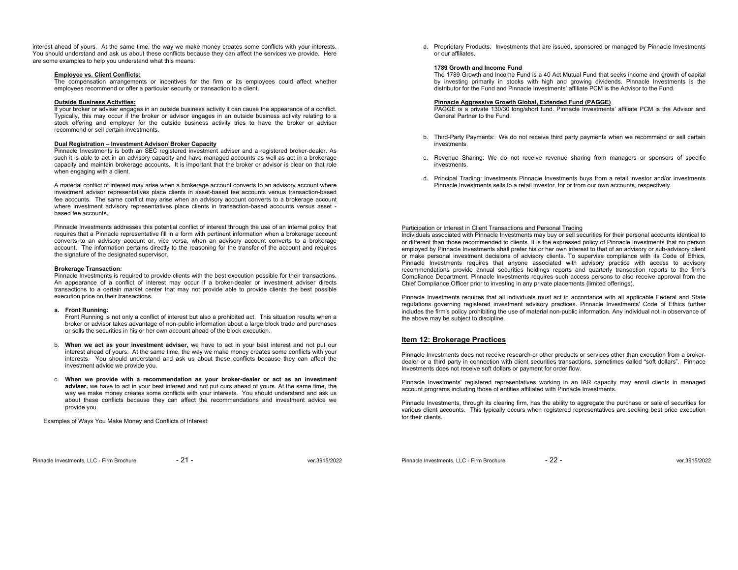interest ahead of yours. At the same time, the way we make money creates some conflicts with your interests. You should understand and ask us about these conflicts because they can affect the services we provide. Here are some examples to help you understand what this means:

**Employee vs. Client Conflicts:**
The compensation arrangements or incentives for the firm or its employees could affect whether employees recommend or offer a particular security or transaction to a client.

**Outside Business Activities:**
If your broker or adviser engages in an outside business activity it can cause the appearance of a conflict. Typically, this may occur if the broker or advisor engages in an outside business activity relating to a stock offering and employer for the outside business activity tries to have the broker or adviser recommend or sell certain investments.

**Dual Registration – Investment Advisor/ Broker Capacity**
Pinnacle Investments is both an SEC registered investment adviser and a registered broker-dealer. As such it is able to act in an advisory capacity and have managed accounts as well as act in a brokerage capacity and maintain brokerage accounts. It is important that the broker or advisor is clear on that role when engaging with a client.

A material conflict of interest may arise when a brokerage account converts to an advisory account where investment advisor representatives place clients in asset-based fee accounts versus transaction-based fee accounts. The same conflict may arise when an advisory account converts to a brokerage account where investment advisory representatives place clients in transaction-based accounts versus asset - based fee accounts.

Pinnacle Investments addresses this potential conflict of interest through the use of an internal policy that requires that a Pinnacle representative fill in a form with pertinent information when a brokerage account converts to an advisory account or, vice versa, when an advisory account converts to a brokerage account. The information pertains directly to the reasoning for the transfer of the account and requires the signature of the designated supervisor.

**Brokerage Transaction:**
Pinnacle Investments is required to provide clients with the best execution possible for their transactions. An appearance of a conflict of interest may occur if a broker-dealer or investment adviser directs transactions to a certain market center that may not provide able to provide clients the best possible execution price on their transactions.

**a. Front Running:**
Front Running is not only a conflict of interest but also a prohibited act. This situation results when a broker or advisor takes advantage of non-public information about a large block trade and purchases or sells the securities in his or her own account ahead of the block execution.

b. **When we act as your investment adviser,** we have to act in your best interest and not put our interest ahead of yours. At the same time, the way we make money creates some conflicts with your interests. You should understand and ask us about these conflicts because they can affect the investment advice we provide you.

c. **When we provide with a recommendation as your broker-dealer or act as an investment adviser,** we have to act in your best interest and not put ours ahead of yours. At the same time, the way we make money creates some conflicts with your interests. You should understand and ask us about these conflicts because they can affect the recommendations and investment advice we provide you.

Examples of Ways You Make Money and Conflicts of Interest:

a. Proprietary Products: Investments that are issued, sponsored or managed by Pinnacle Investments or our affiliates.

**1789 Growth and Income Fund**
The 1789 Growth and Income Fund is a 40 Act Mutual Fund that seeks income and growth of capital by investing primarily in stocks with high and growing dividends. Pinnacle Investments is the distributor for the Fund and Pinnacle Investments' affiliate PCM is the Advisor to the Fund.

**Pinnacle Aggressive Growth Global, Extended Fund (PAGGE)**
PAGGE is a private 130/30 long/short fund. Pinnacle Investments' affiliate PCM is the Advisor and General Partner to the Fund.

b. Third-Party Payments: We do not receive third party payments when we recommend or sell certain investments.

c. Revenue Sharing: We do not receive revenue sharing from managers or sponsors of specific investments.

d. Principal Trading: Investments Pinnacle Investments buys from a retail investor and/or investments Pinnacle Investments sells to a retail investor, for or from our own accounts, respectively.

Participation or Interest in Client Transactions and Personal Trading
Individuals associated with Pinnacle Investments may buy or sell securities for their personal accounts identical to or different than those recommended to clients. It is the expressed policy of Pinnacle Investments that no person employed by Pinnacle Investments shall prefer his or her own interest to that of an advisory or sub-advisory client or make personal investment decisions of advisory clients. To supervise compliance with its Code of Ethics, Pinnacle Investments requires that anyone associated with advisory practice with access to advisory recommendations provide annual securities holdings reports and quarterly transaction reports to the firm's Compliance Department. Pinnacle Investments requires such access persons to also receive approval from the Chief Compliance Officer prior to investing in any private placements (limited offerings).

Pinnacle Investments requires that all individuals must act in accordance with all applicable Federal and State regulations governing registered investment advisory practices. Pinnacle Investments' Code of Ethics further includes the firm's policy prohibiting the use of material non-public information. Any individual not in observance of the above may be subject to discipline.

## Item 12: Brokerage Practices

Pinnacle Investments does not receive research or other products or services other than execution from a broker-dealer or a third party in connection with client securities transactions, sometimes called "soft dollars". Pinnacle Investments does not receive soft dollars or payment for order flow.

Pinnacle Investments' registered representatives working in an IAR capacity may enroll clients in managed account programs including those of entities affiliated with Pinnacle Investments.

Pinnacle Investments, through its clearing firm, has the ability to aggregate the purchase or sale of securities for various client accounts. This typically occurs when registered representatives are seeking best price execution for their clients.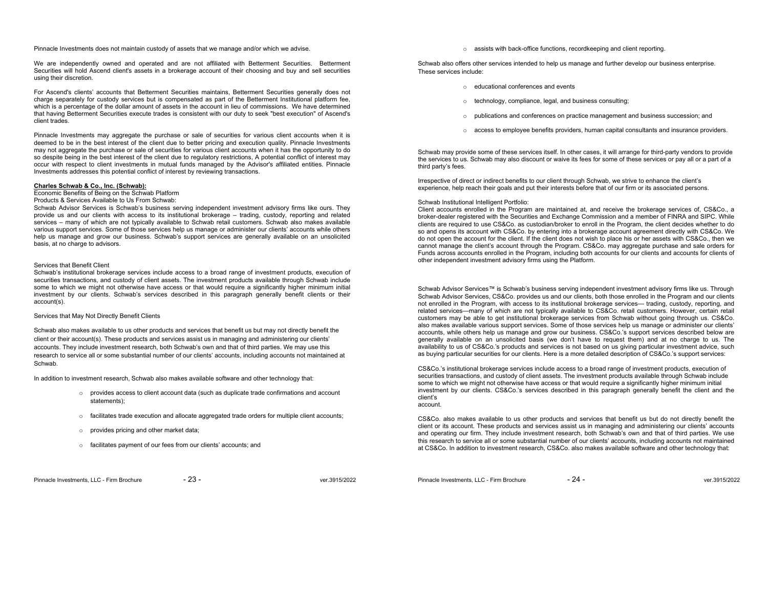Pinnacle Investments does not maintain custody of assets that we manage and/or which we advise.

We are independently owned and operated and are not affiliated with Betterment Securities. Betterment Securities will hold Ascend client's assets in a brokerage account of their choosing and buy and sell securities using their discretion.

For Ascend's clients' accounts that Betterment Securities maintains, Betterment Securities generally does not charge separately for custody services but is compensated as part of the Betterment Institutional platform fee, which is a percentage of the dollar amount of assets in the account in lieu of commissions. We have determined that having Betterment Securities execute trades is consistent with our duty to seek "best execution" of Ascend's client trades.

Pinnacle Investments may aggregate the purchase or sale of securities for various client accounts when it is deemed to be in the best interest of the client due to better pricing and execution quality. Pinnacle Investments may not aggregate the purchase or sale of securities for various client accounts when it has the opportunity to do so despite being in the best interest of the client due to regulatory restrictions, A potential conflict of interest may occur with respect to client investments in mutual funds managed by the Advisor's affiliated entities. Pinnacle Investments addresses this potential conflict of interest by reviewing transactions.

**Charles Schwab & Co., Inc. (Schwab):**

Economic Benefits of Being on the Schwab Platform

Products & Services Available to Us From Schwab:

Schwab Advisor Services is Schwab's business serving independent investment advisory firms like ours. They provide us and our clients with access to its institutional brokerage – trading, custody, reporting and related services – many of which are not typically available to Schwab retail customers. Schwab also makes available various support services. Some of those services help us manage or administer our clients' accounts while others help us manage and grow our business. Schwab's support services are generally available on an unsolicited basis, at no charge to advisors.

Services that Benefit Client

Schwab's institutional brokerage services include access to a broad range of investment products, execution of securities transactions, and custody of client assets. The investment products available through Schwab include some to which we might not otherwise have access or that would require a significantly higher minimum initial investment by our clients. Schwab's services described in this paragraph generally benefit clients or their account(s).

Services that May Not Directly Benefit Clients

Schwab also makes available to us other products and services that benefit us but may not directly benefit the client or their account(s). These products and services assist us in managing and administering our clients' accounts. They include investment research, both Schwab's own and that of third parties. We may use this research to service all or some substantial number of our clients' accounts, including accounts not maintained at Schwab.

In addition to investment research, Schwab also makes available software and other technology that:

- provides access to client account data (such as duplicate trade confirmations and account statements);
- facilitates trade execution and allocate aggregated trade orders for multiple client accounts;
- provides pricing and other market data;
- facilitates payment of our fees from our clients' accounts; and
- assists with back-office functions, recordkeeping and client reporting.

Schwab also offers other services intended to help us manage and further develop our business enterprise. These services include:

- educational conferences and events
- technology, compliance, legal, and business consulting;
- publications and conferences on practice management and business succession; and
- access to employee benefits providers, human capital consultants and insurance providers.

Schwab may provide some of these services itself. In other cases, it will arrange for third-party vendors to provide the services to us. Schwab may also discount or waive its fees for some of these services or pay all or a part of a third party's fees.

Irrespective of direct or indirect benefits to our client through Schwab, we strive to enhance the client's experience, help reach their goals and put their interests before that of our firm or its associated persons.

Schwab Institutional Intelligent Portfolio:

Client accounts enrolled in the Program are maintained at, and receive the brokerage services of, CS&Co., a broker-dealer registered with the Securities and Exchange Commission and a member of FINRA and SIPC. While clients are required to use CS&Co. as custodian/broker to enroll in the Program, the client decides whether to do so and opens its account with CS&Co. by entering into a brokerage account agreement directly with CS&Co. We do not open the account for the client. If the client does not wish to place his or her assets with CS&Co., then we cannot manage the client's account through the Program. CS&Co. may aggregate purchase and sale orders for Funds across accounts enrolled in the Program, including both accounts for our clients and accounts for clients of other independent investment advisory firms using the Platform.

Schwab Advisor Services™ is Schwab's business serving independent investment advisory firms like us. Through Schwab Advisor Services, CS&Co. provides us and our clients, both those enrolled in the Program and our clients not enrolled in the Program, with access to its institutional brokerage services— trading, custody, reporting, and related services—many of which are not typically available to CS&Co. retail customers. However, certain retail customers may be able to get institutional brokerage services from Schwab without going through us. CS&Co. also makes available various support services. Some of those services help us manage or administer our clients' accounts, while others help us manage and grow our business. CS&Co.'s support services described below are generally available on an unsolicited basis (we don't have to request them) and at no charge to us. The availability to us of CS&Co.'s products and services is not based on us giving particular investment advice, such as buying particular securities for our clients. Here is a more detailed description of CS&Co.'s support services:

CS&Co.'s institutional brokerage services include access to a broad range of investment products, execution of securities transactions, and custody of client assets. The investment products available through Schwab include some to which we might not otherwise have access or that would require a significantly higher minimum initial investment by our clients. CS&Co.'s services described in this paragraph generally benefit the client and the client's account.

CS&Co. also makes available to us other products and services that benefit us but do not directly benefit the client or its account. These products and services assist us in managing and administering our clients' accounts and operating our firm. They include investment research, both Schwab's own and that of third parties. We use this research to service all or some substantial number of our clients' accounts, including accounts not maintained at CS&Co. In addition to investment research, CS&Co. also makes available software and other technology that: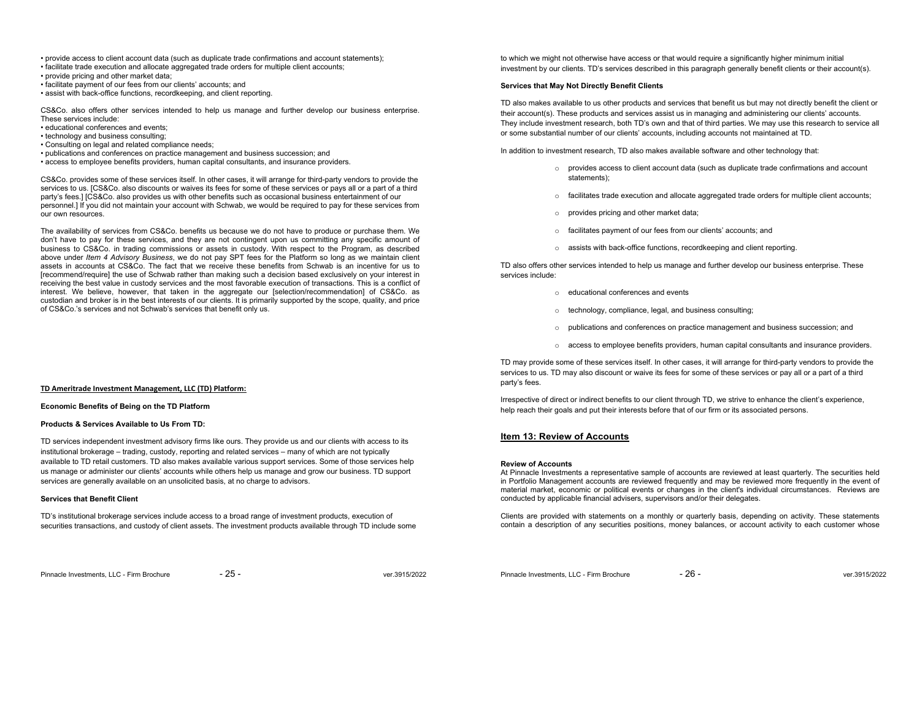- provide access to client account data (such as duplicate trade confirmations and account statements);
- facilitate trade execution and allocate aggregated trade orders for multiple client accounts;
- provide pricing and other market data;
- facilitate payment of our fees from our clients' accounts; and
- assist with back-office functions, recordkeeping, and client reporting.

CS&Co. also offers other services intended to help us manage and further develop our business enterprise. These services include:

- educational conferences and events;
- technology and business consulting;
- Consulting on legal and related compliance needs;
- publications and conferences on practice management and business succession; and
- access to employee benefits providers, human capital consultants, and insurance providers.

CS&Co. provides some of these services itself. In other cases, it will arrange for third-party vendors to provide the services to us. [CS&Co. also discounts or waives its fees for some of these services or pays all or a part of a third party's fees.] [CS&Co. also provides us with other benefits such as occasional business entertainment of our personnel.] If you did not maintain your account with Schwab, we would be required to pay for these services from our own resources.

The availability of services from CS&Co. benefits us because we do not have to produce or purchase them. We don't have to pay for these services, and they are not contingent upon us committing any specific amount of business to CS&Co. in trading commissions or assets in custody. With respect to the Program, as described above under *Item 4 Advisory Business*, we do not pay SPT fees for the Platform so long as we maintain client assets in accounts at CS&Co. The fact that we receive these benefits from Schwab is an incentive for us to [recommend/require] the use of Schwab rather than making such a decision based exclusively on your interest in receiving the best value in custody services and the most favorable execution of transactions. This is a conflict of interest. We believe, however, that taken in the aggregate our [selection/recommendation] of CS&Co. as custodian and broker is in the best interests of our clients. It is primarily supported by the scope, quality, and price of CS&Co.'s services and not Schwab's services that benefit only us.

**TD Ameritrade Investment Management, LLC (TD) Platform:**

**Economic Benefits of Being on the TD Platform**

**Products & Services Available to Us From TD:**

TD services independent investment advisory firms like ours. They provide us and our clients with access to its institutional brokerage – trading, custody, reporting and related services – many of which are not typically available to TD retail customers. TD also makes available various support services. Some of those services help us manage or administer our clients' accounts while others help us manage and grow our business. TD support services are generally available on an unsolicited basis, at no charge to advisors.

**Services that Benefit Client**

TD's institutional brokerage services include access to a broad range of investment products, execution of securities transactions, and custody of client assets. The investment products available through TD include some to which we might not otherwise have access or that would require a significantly higher minimum initial investment by our clients. TD's services described in this paragraph generally benefit clients or their account(s).

**Services that May Not Directly Benefit Clients**

TD also makes available to us other products and services that benefit us but may not directly benefit the client or their account(s). These products and services assist us in managing and administering our clients' accounts. They include investment research, both TD's own and that of third parties. We may use this research to service all or some substantial number of our clients' accounts, including accounts not maintained at TD.

In addition to investment research, TD also makes available software and other technology that:

- provides access to client account data (such as duplicate trade confirmations and account statements);
- facilitates trade execution and allocate aggregated trade orders for multiple client accounts;
- provides pricing and other market data;
- facilitates payment of our fees from our clients' accounts; and
- assists with back-office functions, recordkeeping and client reporting.

TD also offers other services intended to help us manage and further develop our business enterprise. These services include:

- educational conferences and events
- technology, compliance, legal, and business consulting;
- publications and conferences on practice management and business succession; and
- access to employee benefits providers, human capital consultants and insurance providers.

TD may provide some of these services itself. In other cases, it will arrange for third-party vendors to provide the services to us. TD may also discount or waive its fees for some of these services or pay all or a part of a third party's fees.

Irrespective of direct or indirect benefits to our client through TD, we strive to enhance the client's experience, help reach their goals and put their interests before that of our firm or its associated persons.

## Item 13: Review of Accounts

**Review of Accounts**

At Pinnacle Investments a representative sample of accounts are reviewed at least quarterly. The securities held in Portfolio Management accounts are reviewed frequently and may be reviewed more frequently in the event of material market, economic or political events or changes in the client's individual circumstances. Reviews are conducted by applicable financial advisers, supervisors and/or their delegates.

Clients are provided with statements on a monthly or quarterly basis, depending on activity. These statements contain a description of any securities positions, money balances, or account activity to each customer whose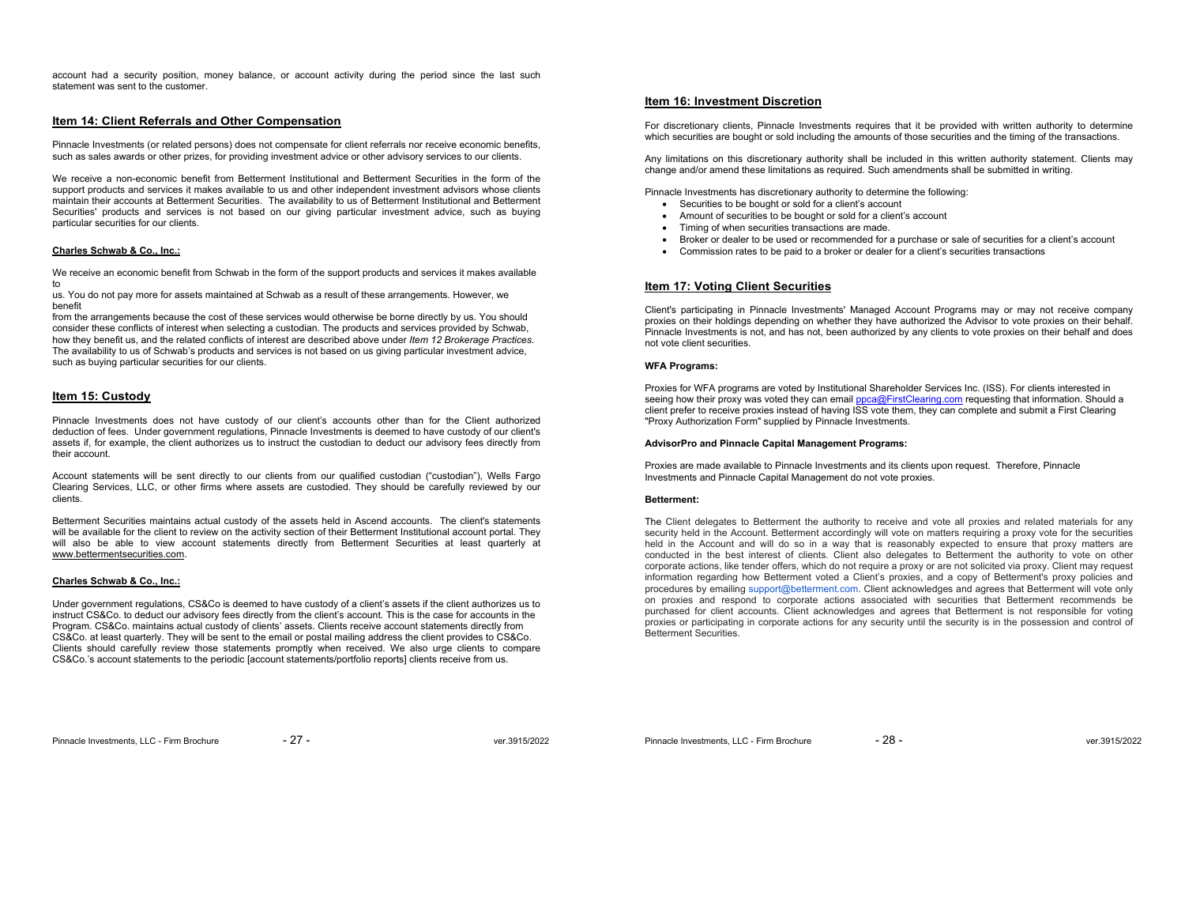account had a security position, money balance, or account activity during the period since the last such statement was sent to the customer.

## Item 14: Client Referrals and Other Compensation

Pinnacle Investments (or related persons) does not compensate for client referrals nor receive economic benefits, such as sales awards or other prizes, for providing investment advice or other advisory services to our clients.

We receive a non-economic benefit from Betterment Institutional and Betterment Securities in the form of the support products and services it makes available to us and other independent investment advisors whose clients maintain their accounts at Betterment Securities. The availability to us of Betterment Institutional and Betterment Securities' products and services is not based on our giving particular investment advice, such as buying particular securities for our clients.

**Charles Schwab & Co., Inc.:**

We receive an economic benefit from Schwab in the form of the support products and services it makes available to us. You do not pay more for assets maintained at Schwab as a result of these arrangements. However, we benefit from the arrangements because the cost of these services would otherwise be borne directly by us. You should consider these conflicts of interest when selecting a custodian. The products and services provided by Schwab, how they benefit us, and the related conflicts of interest are described above under *Item 12 Brokerage Practices*. The availability to us of Schwab's products and services is not based on us giving particular investment advice, such as buying particular securities for our clients.

## Item 15: Custody

Pinnacle Investments does not have custody of our client's accounts other than for the Client authorized deduction of fees. Under government regulations, Pinnacle Investments is deemed to have custody of our client's assets if, for example, the client authorizes us to instruct the custodian to deduct our advisory fees directly from their account.

Account statements will be sent directly to our clients from our qualified custodian ("custodian"), Wells Fargo Clearing Services, LLC, or other firms where assets are custodied. They should be carefully reviewed by our clients.

Betterment Securities maintains actual custody of the assets held in Ascend accounts. The client's statements will be available for the client to review on the activity section of their Betterment Institutional account portal. They will also be able to view account statements directly from Betterment Securities at least quarterly at www.bettermentsecurities.com.

**Charles Schwab & Co., Inc.:**

Under government regulations, CS&Co is deemed to have custody of a client's assets if the client authorizes us to instruct CS&Co. to deduct our advisory fees directly from the client's account. This is the case for accounts in the Program. CS&Co. maintains actual custody of clients' assets. Clients receive account statements directly from CS&Co. at least quarterly. They will be sent to the email or postal mailing address the client provides to CS&Co. Clients should carefully review those statements promptly when received. We also urge clients to compare CS&Co.'s account statements to the periodic [account statements/portfolio reports] clients receive from us.

## Item 16: Investment Discretion

For discretionary clients, Pinnacle Investments requires that it be provided with written authority to determine which securities are bought or sold including the amounts of those securities and the timing of the transactions.

Any limitations on this discretionary authority shall be included in this written authority statement. Clients may change and/or amend these limitations as required. Such amendments shall be submitted in writing.

Pinnacle Investments has discretionary authority to determine the following:

- Securities to be bought or sold for a client's account
- Amount of securities to be bought or sold for a client's account
- Timing of when securities transactions are made.
- Broker or dealer to be used or recommended for a purchase or sale of securities for a client's account
- Commission rates to be paid to a broker or dealer for a client's securities transactions

## Item 17: Voting Client Securities

Client's participating in Pinnacle Investments' Managed Account Programs may or may not receive company proxies on their holdings depending on whether they have authorized the Advisor to vote proxies on their behalf. Pinnacle Investments is not, and has not, been authorized by any clients to vote proxies on their behalf and does not vote client securities.

**WFA Programs:**

Proxies for WFA programs are voted by Institutional Shareholder Services Inc. (ISS). For clients interested in seeing how their proxy was voted they can email ppca@FirstClearing.com requesting that information. Should a client prefer to receive proxies instead of having ISS vote them, they can complete and submit a First Clearing "Proxy Authorization Form" supplied by Pinnacle Investments.

**AdvisorPro and Pinnacle Capital Management Programs:**

Proxies are made available to Pinnacle Investments and its clients upon request. Therefore, Pinnacle Investments and Pinnacle Capital Management do not vote proxies.

**Betterment:**

The Client delegates to Betterment the authority to receive and vote all proxies and related materials for any security held in the Account. Betterment accordingly will vote on matters requiring a proxy vote for the securities held in the Account and will do so in a way that is reasonably expected to ensure that proxy matters are conducted in the best interest of clients. Client also delegates to Betterment the authority to vote on other corporate actions, like tender offers, which do not require a proxy or are not solicited via proxy. Client may request information regarding how Betterment voted a Client's proxies, and a copy of Betterment's proxy policies and procedures by emailing support@betterment.com. Client acknowledges and agrees that Betterment will vote only on proxies and respond to corporate actions associated with securities that Betterment recommends be purchased for client accounts. Client acknowledges and agrees that Betterment is not responsible for voting proxies or participating in corporate actions for any security until the security is in the possession and control of Betterment Securities.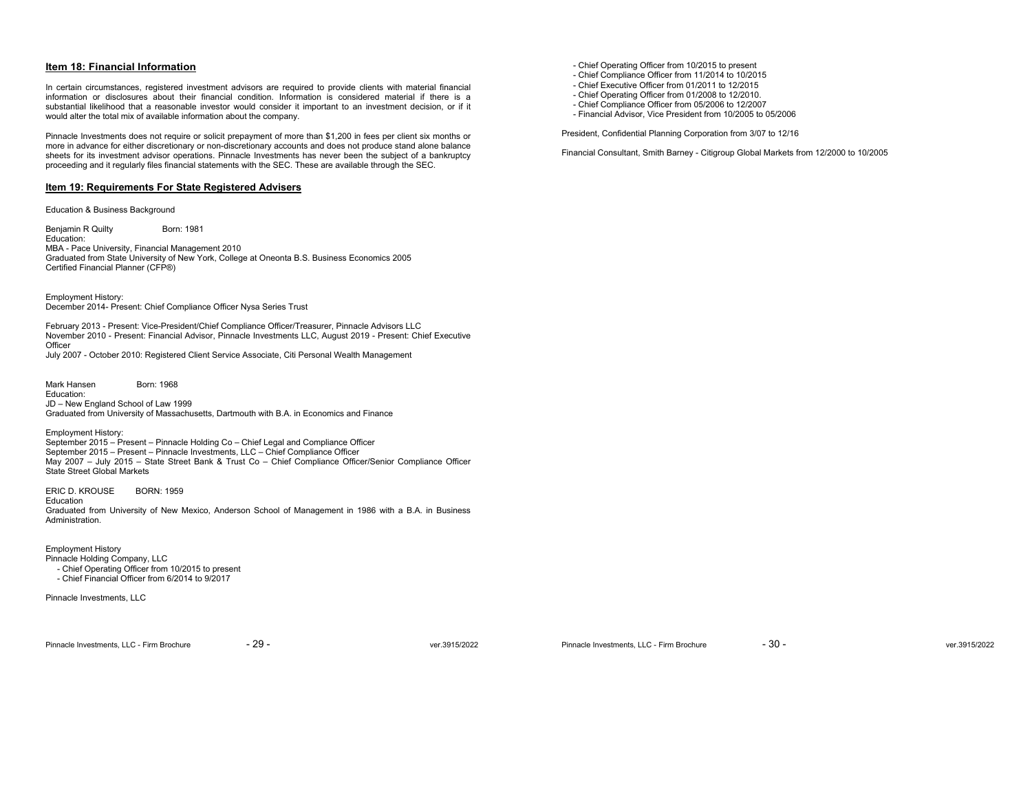## Item 18: Financial Information

In certain circumstances, registered investment advisors are required to provide clients with material financial information or disclosures about their financial condition. Information is considered material if there is a substantial likelihood that a reasonable investor would consider it important to an investment decision, or if it would alter the total mix of available information about the company.

Pinnacle Investments does not require or solicit prepayment of more than $1,200 in fees per client six months or more in advance for either discretionary or non-discretionary accounts and does not produce stand alone balance sheets for its investment advisor operations. Pinnacle Investments has never been the subject of a bankruptcy proceeding and it regularly files financial statements with the SEC. These are available through the SEC.

## Item 19: Requirements For State Registered Advisers

Education & Business Background

Benjamin R Quilty Born: 1981
Education:
MBA - Pace University, Financial Management 2010
Graduated from State University of New York, College at Oneonta B.S. Business Economics 2005
Certified Financial Planner (CFP®)

Employment History:
December 2014- Present: Chief Compliance Officer Nysa Series Trust

February 2013 - Present: Vice-President/Chief Compliance Officer/Treasurer, Pinnacle Advisors LLC
November 2010 - Present: Financial Advisor, Pinnacle Investments LLC, August 2019 - Present: Chief Executive Officer
July 2007 - October 2010: Registered Client Service Associate, Citi Personal Wealth Management

Mark Hansen Born: 1968
Education:
JD – New England School of Law 1999
Graduated from University of Massachusetts, Dartmouth with B.A. in Economics and Finance

Employment History:
September 2015 – Present – Pinnacle Holding Co – Chief Legal and Compliance Officer
September 2015 – Present – Pinnacle Investments, LLC – Chief Compliance Officer
May 2007 – July 2015 – State Street Bank & Trust Co – Chief Compliance Officer/Senior Compliance Officer State Street Global Markets

ERIC D. KROUSE BORN: 1959
Education
Graduated from University of New Mexico, Anderson School of Management in 1986 with a B.A. in Business Administration.

Employment History
Pinnacle Holding Company, LLC

- Chief Operating Officer from 10/2015 to present
- Chief Financial Officer from 6/2014 to 9/2017

Pinnacle Investments, LLC

- Chief Operating Officer from 10/2015 to present
- Chief Compliance Officer from 11/2014 to 10/2015
- Chief Executive Officer from 01/2011 to 12/2015
- Chief Operating Officer from 01/2008 to 12/2010.
- Chief Compliance Officer from 05/2006 to 12/2007
- Financial Advisor, Vice President from 10/2005 to 05/2006

President, Confidential Planning Corporation from 3/07 to 12/16

Financial Consultant, Smith Barney - Citigroup Global Markets from 12/2000 to 10/2005